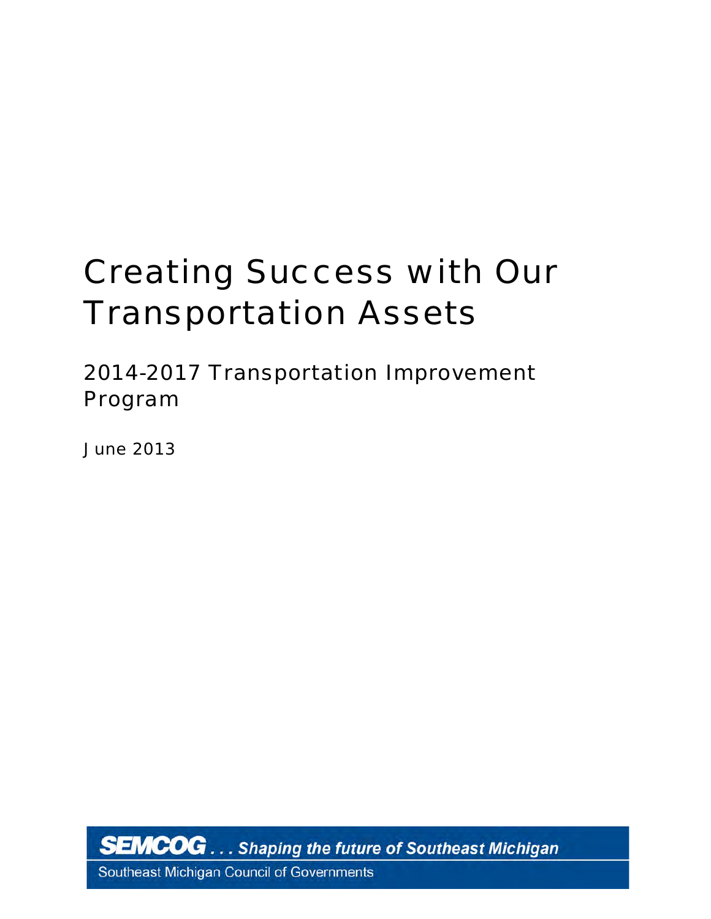# Creating Success with Our Transportation Assets

## 2014-2017 Transportation Improvement Program

June 2013

**SEMCOG** *. . . Shaping the future of Southeast Michigan*

Southeast Michigan Council of Governments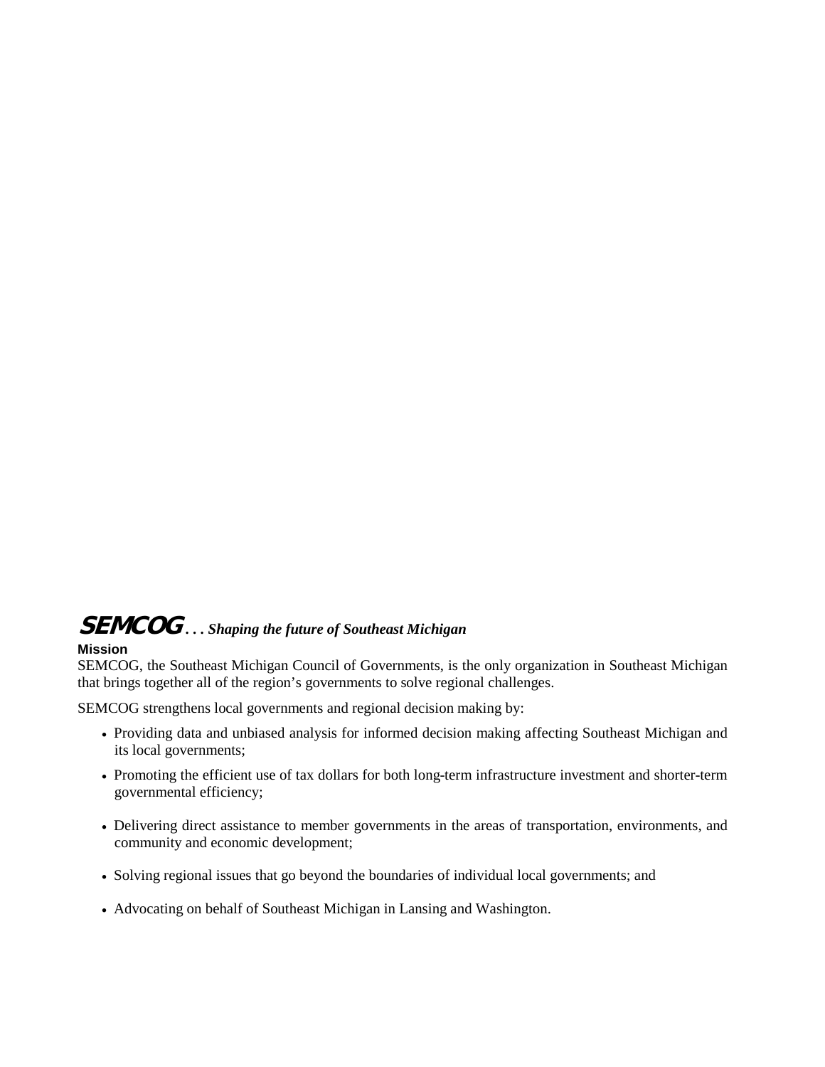## **SEMCOG** . . . *Shaping the future of Southeast Michigan*

**Mission**

SEMCOG, the Southeast Michigan Council of Governments, is the only organization in Southeast Michigan that brings together all of the region's governments to solve regional challenges.

SEMCOG strengthens local governments and regional decision making by:

- Providing data and unbiased analysis for informed decision making affecting Southeast Michigan and its local governments;
- Promoting the efficient use of tax dollars for both long-term infrastructure investment and shorter-term governmental efficiency;
- Delivering direct assistance to member governments in the areas of transportation, environments, and community and economic development;
- Solving regional issues that go beyond the boundaries of individual local governments; and
- Advocating on behalf of Southeast Michigan in Lansing and Washington.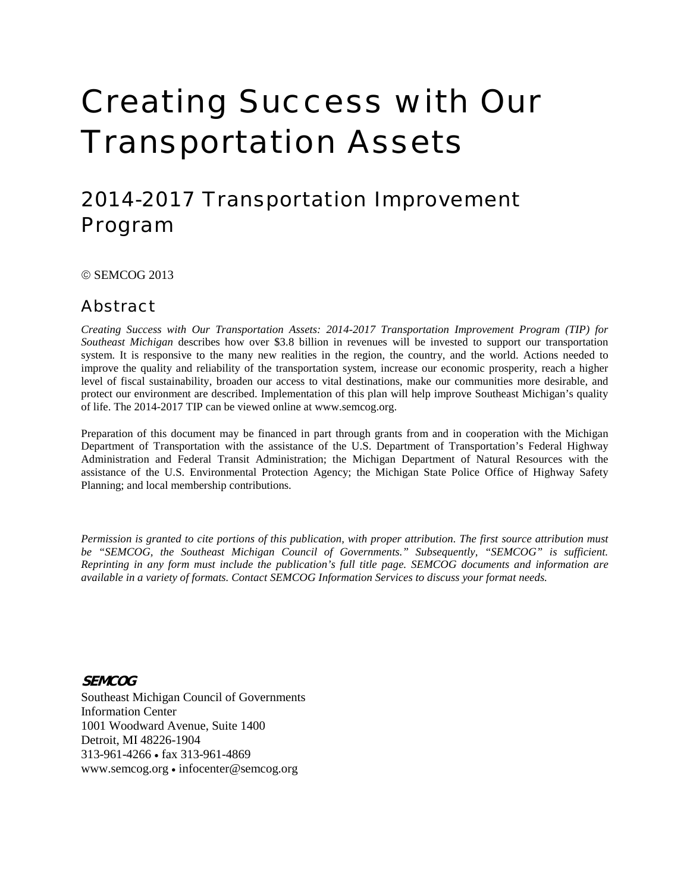# Creating Success with Our Transportation Assets

## 2014-2017 Transportation Improvement Program

© SEMCOG 2013

## Abstract

*Creating Success with Our Transportation Assets: 2014-2017 Transportation Improvement Program (TIP) for Southeast Michigan* describes how over $3.8 billion in revenues will be invested to support our transportation system. It is responsive to the many new realities in the region, the country, and the world. Actions needed to improve the quality and reliability of the transportation system, increase our economic prosperity, reach a higher level of fiscal sustainability, broaden our access to vital destinations, make our communities more desirable, and protect our environment are described. Implementation of this plan will help improve Southeast Michigan's quality of life. The 2014-2017 TIP can be viewed online at www.semcog.org.

Preparation of this document may be financed in part through grants from and in cooperation with the Michigan Department of Transportation with the assistance of the U.S. Department of Transportation's Federal Highway Administration and Federal Transit Administration; the Michigan Department of Natural Resources with the assistance of the U.S. Environmental Protection Agency; the Michigan State Police Office of Highway Safety Planning; and local membership contributions.

*Permission is granted to cite portions of this publication, with proper attribution. The first source attribution must be "SEMCOG, the Southeast Michigan Council of Governments." Subsequently, "SEMCOG" is sufficient. Reprinting in any form must include the publication's full title page. SEMCOG documents and information are available in a variety of formats. Contact SEMCOG Information Services to discuss your format needs.*

***SEMCOG***
Southeast Michigan Council of Governments
Information Center
1001 Woodward Avenue, Suite 1400
Detroit, MI 48226-1904
313-961-4266 • fax 313-961-4869
www.semcog.org • infocenter@semcog.org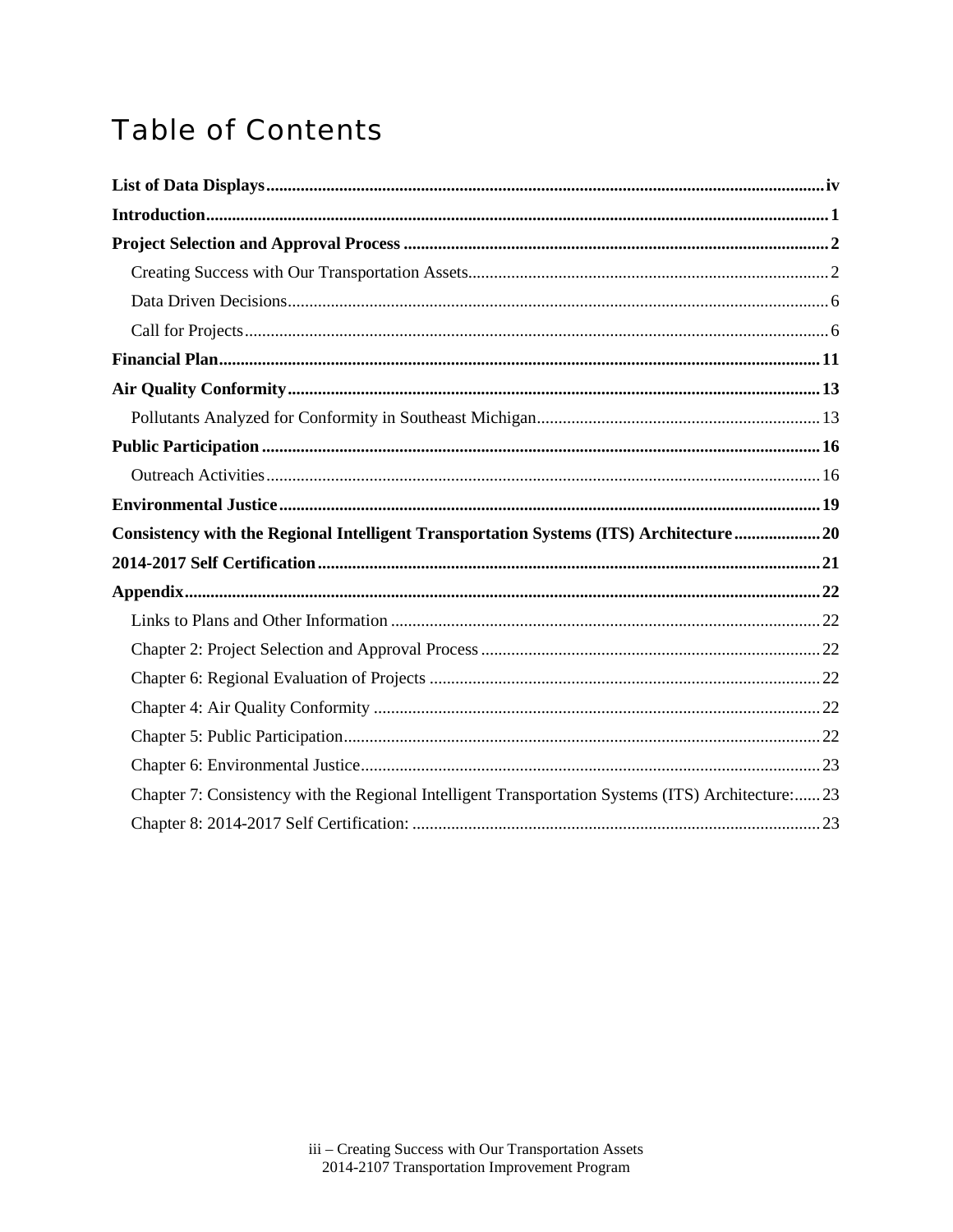# Table of Contents

**List of Data Displays** .......... iv

**Introduction** .......... 1

**Project Selection and Approval Process** .......... 2

- Creating Success with Our Transportation Assets .......... 2
- Data Driven Decisions .......... 6
- Call for Projects .......... 6

**Financial Plan** .......... 11

**Air Quality Conformity** .......... 13

- Pollutants Analyzed for Conformity in Southeast Michigan .......... 13

**Public Participation** .......... 16

- Outreach Activities .......... 16

**Environmental Justice** .......... 19

**Consistency with the Regional Intelligent Transportation Systems (ITS) Architecture** .......... 20

**2014-2017 Self Certification** .......... 21

**Appendix** .......... 22

- Links to Plans and Other Information .......... 22
- Chapter 2: Project Selection and Approval Process .......... 22
- Chapter 6: Regional Evaluation of Projects .......... 22
- Chapter 4: Air Quality Conformity .......... 22
- Chapter 5: Public Participation .......... 22
- Chapter 6: Environmental Justice .......... 23
- Chapter 7: Consistency with the Regional Intelligent Transportation Systems (ITS) Architecture: .......... 23
- Chapter 8: 2014-2017 Self Certification: .......... 23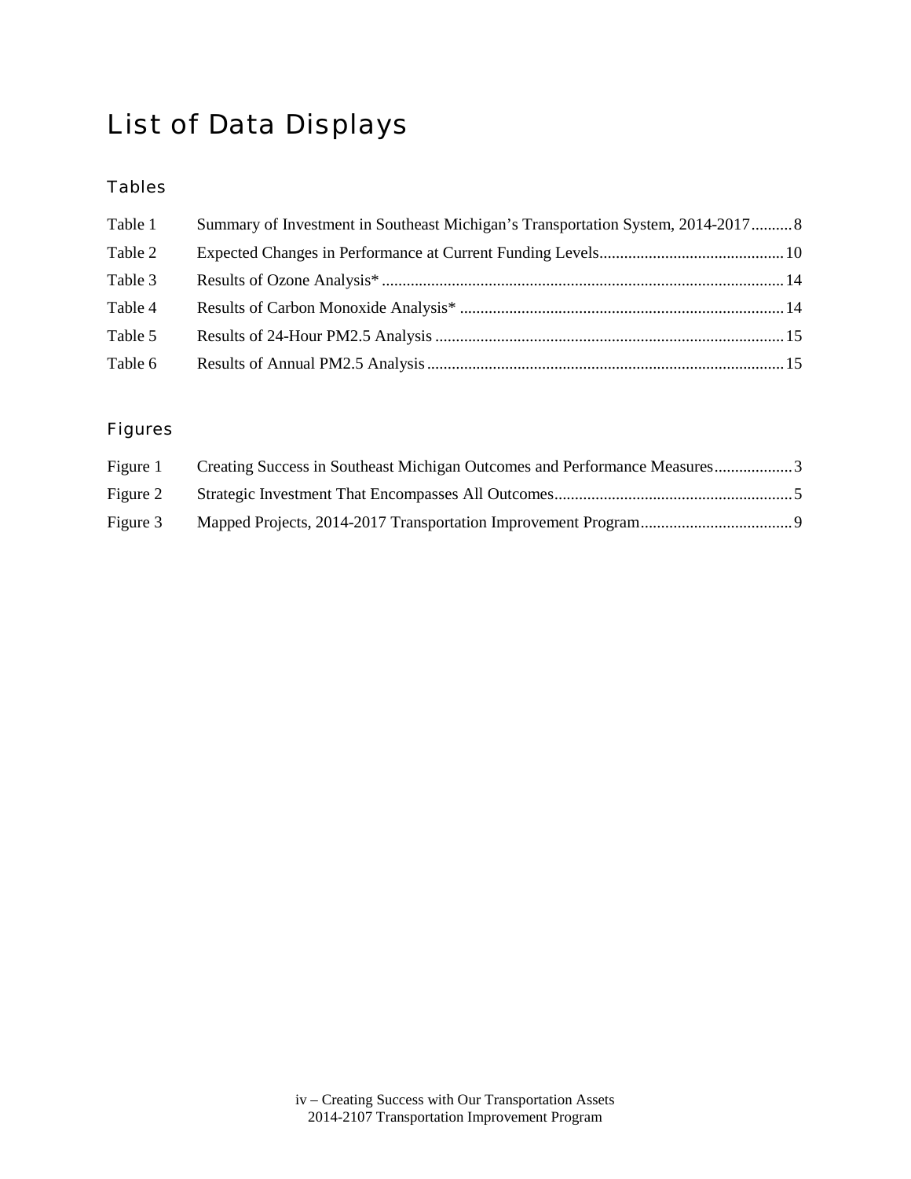# List of Data Displays

## Tables

| | | |
|---|---|---|
| Table 1 | Summary of Investment in Southeast Michigan's Transportation System, 2014-2017 | 8 |
| Table 2 | Expected Changes in Performance at Current Funding Levels | 10 |
| Table 3 | Results of Ozone Analysis* | 14 |
| Table 4 | Results of Carbon Monoxide Analysis* | 14 |
| Table 5 | Results of 24-Hour PM2.5 Analysis | 15 |
| Table 6 | Results of Annual PM2.5 Analysis | 15 |

## Figures

| | | |
|---|---|---|
| Figure 1 | Creating Success in Southeast Michigan Outcomes and Performance Measures | 3 |
| Figure 2 | Strategic Investment That Encompasses All Outcomes | 5 |
| Figure 3 | Mapped Projects, 2014-2017 Transportation Improvement Program | 9 |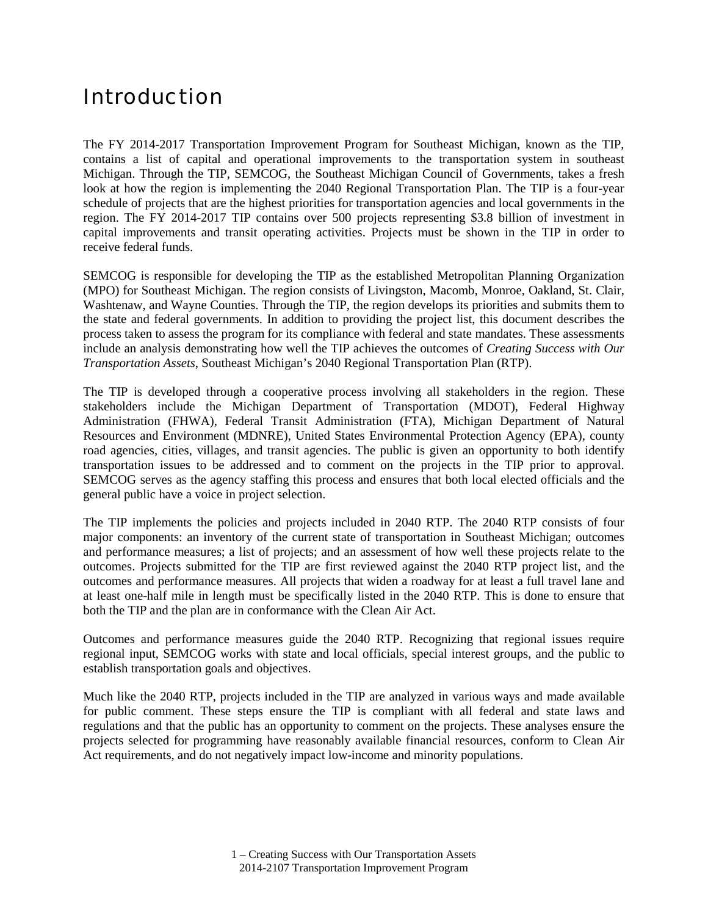# Introduction

The FY 2014-2017 Transportation Improvement Program for Southeast Michigan, known as the TIP, contains a list of capital and operational improvements to the transportation system in southeast Michigan. Through the TIP, SEMCOG, the Southeast Michigan Council of Governments, takes a fresh look at how the region is implementing the 2040 Regional Transportation Plan. The TIP is a four-year schedule of projects that are the highest priorities for transportation agencies and local governments in the region. The FY 2014-2017 TIP contains over 500 projects representing $3.8 billion of investment in capital improvements and transit operating activities. Projects must be shown in the TIP in order to receive federal funds.

SEMCOG is responsible for developing the TIP as the established Metropolitan Planning Organization (MPO) for Southeast Michigan. The region consists of Livingston, Macomb, Monroe, Oakland, St. Clair, Washtenaw, and Wayne Counties. Through the TIP, the region develops its priorities and submits them to the state and federal governments. In addition to providing the project list, this document describes the process taken to assess the program for its compliance with federal and state mandates. These assessments include an analysis demonstrating how well the TIP achieves the outcomes of *Creating Success with Our Transportation Assets*, Southeast Michigan's 2040 Regional Transportation Plan (RTP).

The TIP is developed through a cooperative process involving all stakeholders in the region. These stakeholders include the Michigan Department of Transportation (MDOT), Federal Highway Administration (FHWA), Federal Transit Administration (FTA), Michigan Department of Natural Resources and Environment (MDNRE), United States Environmental Protection Agency (EPA), county road agencies, cities, villages, and transit agencies. The public is given an opportunity to both identify transportation issues to be addressed and to comment on the projects in the TIP prior to approval. SEMCOG serves as the agency staffing this process and ensures that both local elected officials and the general public have a voice in project selection.

The TIP implements the policies and projects included in 2040 RTP. The 2040 RTP consists of four major components: an inventory of the current state of transportation in Southeast Michigan; outcomes and performance measures; a list of projects; and an assessment of how well these projects relate to the outcomes. Projects submitted for the TIP are first reviewed against the 2040 RTP project list, and the outcomes and performance measures. All projects that widen a roadway for at least a full travel lane and at least one-half mile in length must be specifically listed in the 2040 RTP. This is done to ensure that both the TIP and the plan are in conformance with the Clean Air Act.

Outcomes and performance measures guide the 2040 RTP. Recognizing that regional issues require regional input, SEMCOG works with state and local officials, special interest groups, and the public to establish transportation goals and objectives.

Much like the 2040 RTP, projects included in the TIP are analyzed in various ways and made available for public comment. These steps ensure the TIP is compliant with all federal and state laws and regulations and that the public has an opportunity to comment on the projects. These analyses ensure the projects selected for programming have reasonably available financial resources, conform to Clean Air Act requirements, and do not negatively impact low-income and minority populations.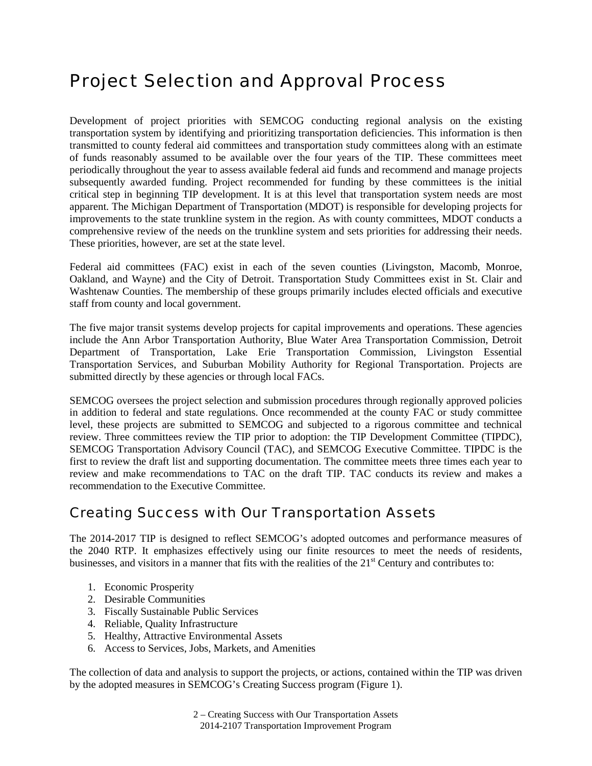# Project Selection and Approval Process

Development of project priorities with SEMCOG conducting regional analysis on the existing transportation system by identifying and prioritizing transportation deficiencies. This information is then transmitted to county federal aid committees and transportation study committees along with an estimate of funds reasonably assumed to be available over the four years of the TIP. These committees meet periodically throughout the year to assess available federal aid funds and recommend and manage projects subsequently awarded funding. Project recommended for funding by these committees is the initial critical step in beginning TIP development. It is at this level that transportation system needs are most apparent. The Michigan Department of Transportation (MDOT) is responsible for developing projects for improvements to the state trunkline system in the region. As with county committees, MDOT conducts a comprehensive review of the needs on the trunkline system and sets priorities for addressing their needs. These priorities, however, are set at the state level.

Federal aid committees (FAC) exist in each of the seven counties (Livingston, Macomb, Monroe, Oakland, and Wayne) and the City of Detroit. Transportation Study Committees exist in St. Clair and Washtenaw Counties. The membership of these groups primarily includes elected officials and executive staff from county and local government.

The five major transit systems develop projects for capital improvements and operations. These agencies include the Ann Arbor Transportation Authority, Blue Water Area Transportation Commission, Detroit Department of Transportation, Lake Erie Transportation Commission, Livingston Essential Transportation Services, and Suburban Mobility Authority for Regional Transportation. Projects are submitted directly by these agencies or through local FACs.

SEMCOG oversees the project selection and submission procedures through regionally approved policies in addition to federal and state regulations. Once recommended at the county FAC or study committee level, these projects are submitted to SEMCOG and subjected to a rigorous committee and technical review. Three committees review the TIP prior to adoption: the TIP Development Committee (TIPDC), SEMCOG Transportation Advisory Council (TAC), and SEMCOG Executive Committee. TIPDC is the first to review the draft list and supporting documentation. The committee meets three times each year to review and make recommendations to TAC on the draft TIP. TAC conducts its review and makes a recommendation to the Executive Committee.

## Creating Success with Our Transportation Assets

The 2014-2017 TIP is designed to reflect SEMCOG's adopted outcomes and performance measures of the 2040 RTP. It emphasizes effectively using our finite resources to meet the needs of residents, businesses, and visitors in a manner that fits with the realities of the 21st Century and contributes to:

1. Economic Prosperity
2. Desirable Communities
3. Fiscally Sustainable Public Services
4. Reliable, Quality Infrastructure
5. Healthy, Attractive Environmental Assets
6. Access to Services, Jobs, Markets, and Amenities

The collection of data and analysis to support the projects, or actions, contained within the TIP was driven by the adopted measures in SEMCOG's Creating Success program (Figure 1).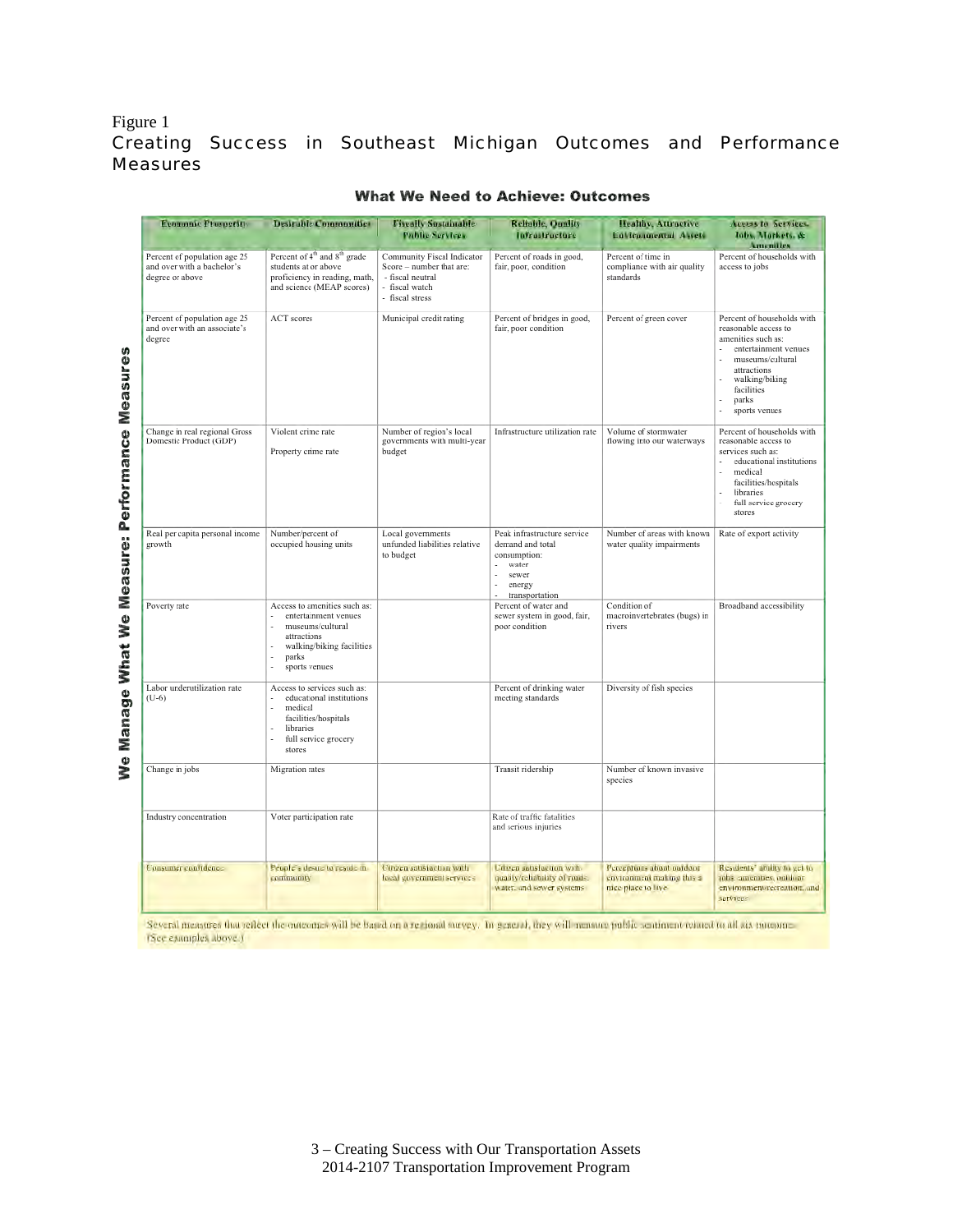Figure 1

Creating Success in Southeast Michigan Outcomes and Performance Measures

**What We Need to Achieve: Outcomes**

*We Manage What We Measure: Performance Measures*

| Economic Prosperity | Desirable Communities | Fiscally Sustainable Public Services | Reliable, Quality Infrastructure | Healthy, Attractive Environmental Assets | Access to Services, Jobs, Markets, & Amenities |
|---|---|---|---|---|---|
| Percent of population age 25 and over with a bachelor's degree or above | Percent of 4th and 8th grade students at or above proficiency in reading, math, and science (MEAP scores) | Community Fiscal Indicator Score – number that are: - fiscal neutral - fiscal watch - fiscal stress | Percent of roads in good, fair, poor, condition | Percent of time in compliance with air quality standards | Percent of households with access to jobs |
| Percent of population age 25 and over with an associate's degree | ACT scores | Municipal credit rating | Percent of bridges in good, fair, poor condition | Percent of green cover | Percent of households with reasonable access to amenities such as: - entertainment venues - museums/cultural attractions - walking/biking facilities - parks - sports venues |
| Change in real regional Gross Domestic Product (GDP) | Violent crime rate<br>Property crime rate | Number of region's local governments with multi-year budget | Infrastructure utilization rate | Volume of stormwater flowing into our waterways | Percent of households with reasonable access to services such as: - educational institutions - medical facilities/hospitals - libraries - full service grocery stores |
| Real per capita personal income growth | Number/percent of occupied housing units | Local governments unfunded liabilities relative to budget | Peak infrastructure service demand and total consumption: - water - sewer - energy - transportation | Number of areas with known water quality impairments | Rate of export activity |
| Poverty rate | Access to amenities such as: - entertainment venues - museums/cultural attractions - walking/biking facilities - parks - sports venues | | Percent of water and sewer system in good, fair, poor condition | Condition of macroinvertebrates (bugs) in rivers | Broadband accessibility |
| Labor underutilization rate (U-6) | Access to services such as: - educational institutions - medical facilities/hospitals - libraries - full service grocery stores | | Percent of drinking water meeting standards | Diversity of fish species | |
| Change in jobs | Migration rates | | Transit ridership | Number of known invasive species | |
| Industry concentration | Voter participation rate | | Rate of traffic fatalities and serious injuries | | |
| Consumer confidence | People's desire to reside in community | Citizen satisfaction with local government services | Citizen satisfaction with quality/reliability of roads, water, and sewer systems | Perceptions about outdoor environment making this a nice place to live | Residents' ability to get to jobs, amenities, outdoor environment/recreation, and services |

Several measures that reflect the outcomes will be based on a regional survey. In general, they will measure public sentiment related to all six outcomes. (See examples above.)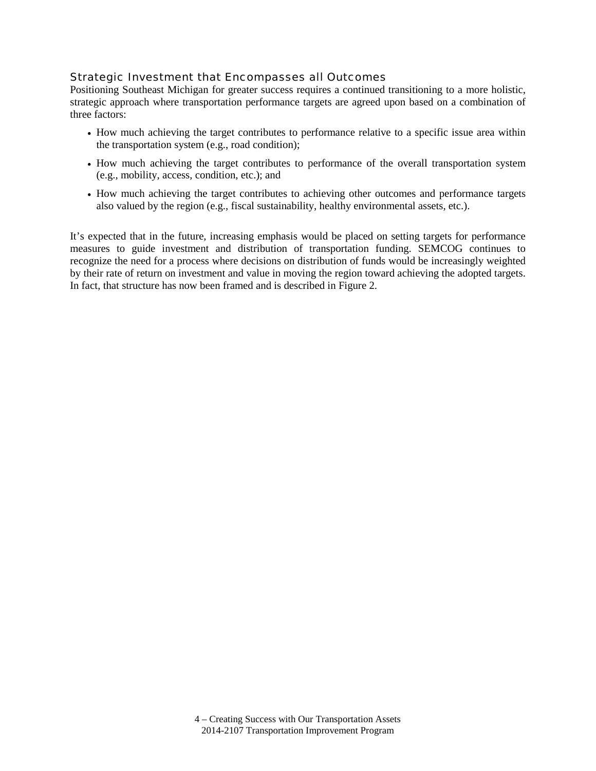### Strategic Investment that Encompasses all Outcomes

Positioning Southeast Michigan for greater success requires a continued transitioning to a more holistic, strategic approach where transportation performance targets are agreed upon based on a combination of three factors:

- How much achieving the target contributes to performance relative to a specific issue area within the transportation system (e.g., road condition);
- How much achieving the target contributes to performance of the overall transportation system (e.g., mobility, access, condition, etc.); and
- How much achieving the target contributes to achieving other outcomes and performance targets also valued by the region (e.g., fiscal sustainability, healthy environmental assets, etc.).

It's expected that in the future, increasing emphasis would be placed on setting targets for performance measures to guide investment and distribution of transportation funding. SEMCOG continues to recognize the need for a process where decisions on distribution of funds would be increasingly weighted by their rate of return on investment and value in moving the region toward achieving the adopted targets. In fact, that structure has now been framed and is described in Figure 2.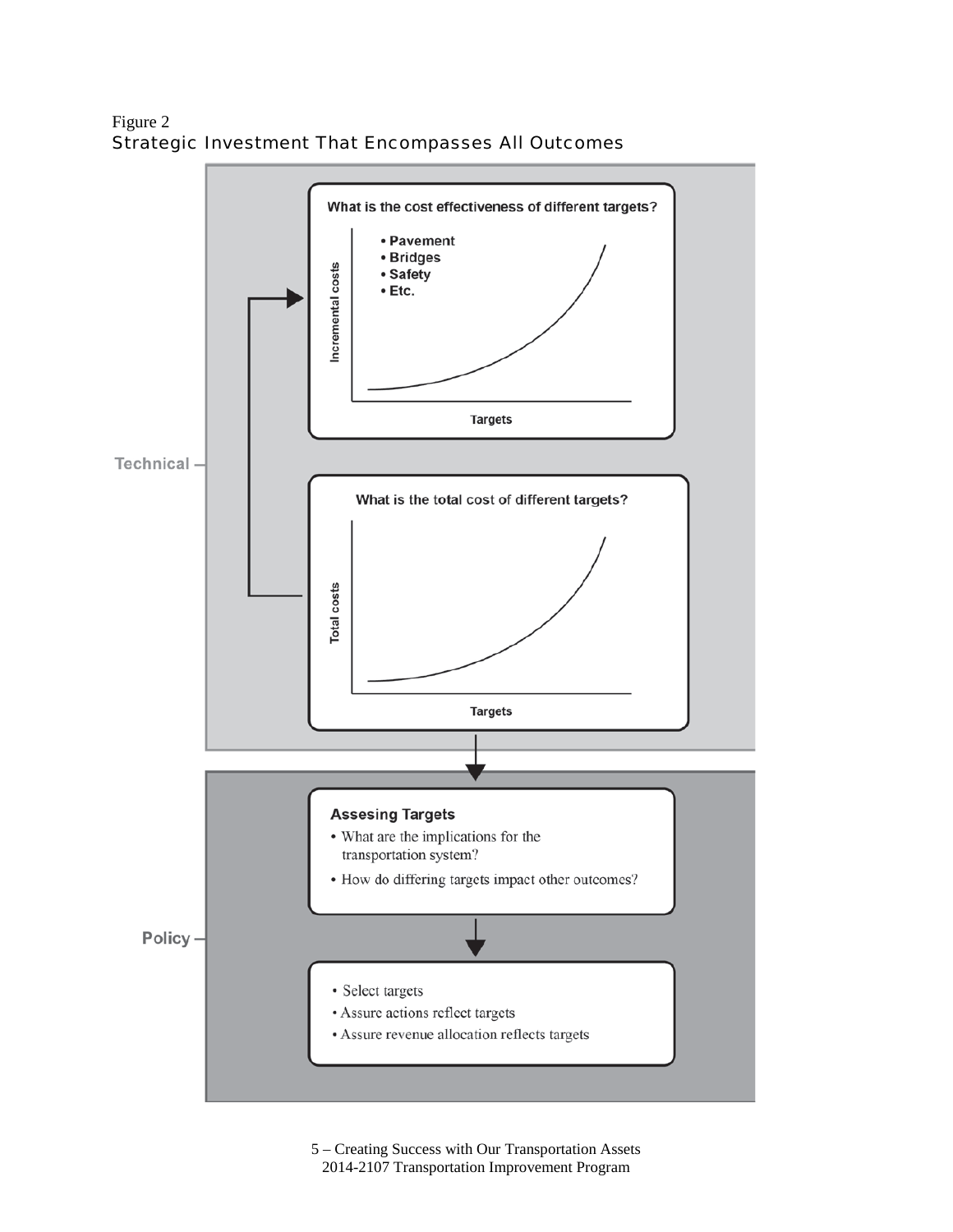Figure 2

Strategic Investment That Encompasses All Outcomes

**Technical**

**What is the cost effectiveness of different targets?**

- **Pavement**
- **Bridges**
- **Safety**
- **Etc.**

Incremental costs

Targets

**What is the total cost of different targets?**

Total costs

Targets

**Policy**

**Assesing Targets**

- What are the implications for the transportation system?
- How do differing targets impact other outcomes?

- Select targets
- Assure actions reflect targets
- Assure revenue allocation reflects targets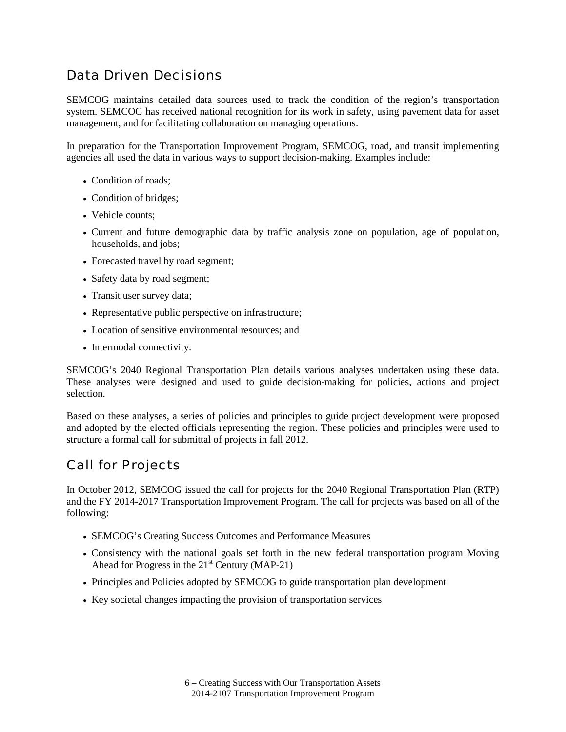## Data Driven Decisions

SEMCOG maintains detailed data sources used to track the condition of the region's transportation system. SEMCOG has received national recognition for its work in safety, using pavement data for asset management, and for facilitating collaboration on managing operations.

In preparation for the Transportation Improvement Program, SEMCOG, road, and transit implementing agencies all used the data in various ways to support decision-making. Examples include:

- Condition of roads;
- Condition of bridges;
- Vehicle counts;
- Current and future demographic data by traffic analysis zone on population, age of population, households, and jobs;
- Forecasted travel by road segment;
- Safety data by road segment;
- Transit user survey data;
- Representative public perspective on infrastructure;
- Location of sensitive environmental resources; and
- Intermodal connectivity.

SEMCOG's 2040 Regional Transportation Plan details various analyses undertaken using these data. These analyses were designed and used to guide decision-making for policies, actions and project selection.

Based on these analyses, a series of policies and principles to guide project development were proposed and adopted by the elected officials representing the region. These policies and principles were used to structure a formal call for submittal of projects in fall 2012.

## Call for Projects

In October 2012, SEMCOG issued the call for projects for the 2040 Regional Transportation Plan (RTP) and the FY 2014-2017 Transportation Improvement Program. The call for projects was based on all of the following:

- SEMCOG's Creating Success Outcomes and Performance Measures
- Consistency with the national goals set forth in the new federal transportation program Moving Ahead for Progress in the 21st Century (MAP-21)
- Principles and Policies adopted by SEMCOG to guide transportation plan development
- Key societal changes impacting the provision of transportation services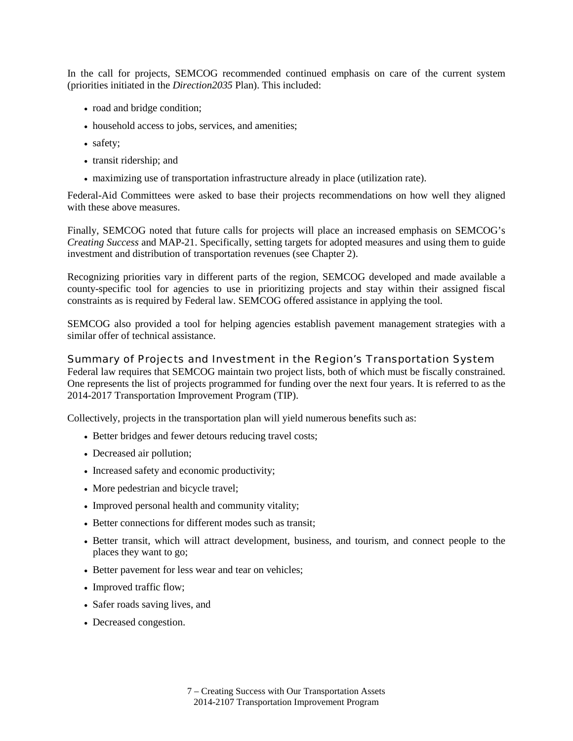In the call for projects, SEMCOG recommended continued emphasis on care of the current system (priorities initiated in the *Direction2035* Plan). This included:

- road and bridge condition;
- household access to jobs, services, and amenities;
- safety;
- transit ridership; and
- maximizing use of transportation infrastructure already in place (utilization rate).

Federal-Aid Committees were asked to base their projects recommendations on how well they aligned with these above measures.

Finally, SEMCOG noted that future calls for projects will place an increased emphasis on SEMCOG's *Creating Success* and MAP-21. Specifically, setting targets for adopted measures and using them to guide investment and distribution of transportation revenues (see Chapter 2).

Recognizing priorities vary in different parts of the region, SEMCOG developed and made available a county-specific tool for agencies to use in prioritizing projects and stay within their assigned fiscal constraints as is required by Federal law. SEMCOG offered assistance in applying the tool.

SEMCOG also provided a tool for helping agencies establish pavement management strategies with a similar offer of technical assistance.

## Summary of Projects and Investment in the Region's Transportation System

Federal law requires that SEMCOG maintain two project lists, both of which must be fiscally constrained. One represents the list of projects programmed for funding over the next four years. It is referred to as the 2014-2017 Transportation Improvement Program (TIP).

Collectively, projects in the transportation plan will yield numerous benefits such as:

- Better bridges and fewer detours reducing travel costs;
- Decreased air pollution;
- Increased safety and economic productivity;
- More pedestrian and bicycle travel;
- Improved personal health and community vitality;
- Better connections for different modes such as transit;
- Better transit, which will attract development, business, and tourism, and connect people to the places they want to go;
- Better pavement for less wear and tear on vehicles;
- Improved traffic flow;
- Safer roads saving lives, and
- Decreased congestion.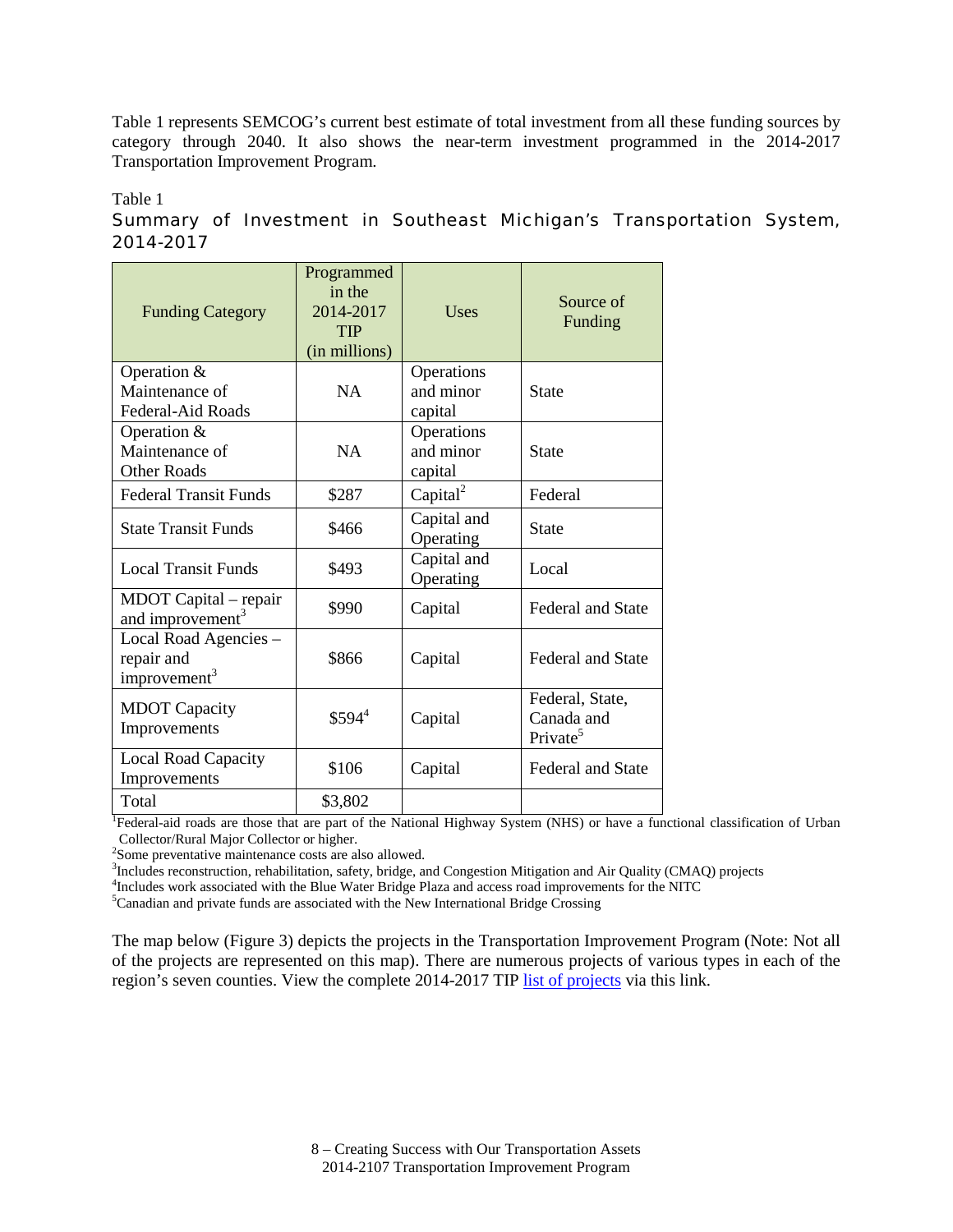Table 1 represents SEMCOG's current best estimate of total investment from all these funding sources by category through 2040. It also shows the near-term investment programmed in the 2014-2017 Transportation Improvement Program.

Table 1

Summary of Investment in Southeast Michigan's Transportation System, 2014-2017

| Funding Category | Programmed in the 2014-2017 TIP (in millions) | Uses | Source of Funding |
|---|---|---|---|
| Operation & Maintenance of Federal-Aid Roads | NA | Operations and minor capital | State |
| Operation & Maintenance of Other Roads | NA | Operations and minor capital | State |
| Federal Transit Funds | $287 | Capital[2] | Federal |
| State Transit Funds | $466 | Capital and Operating | State |
| Local Transit Funds | $493 | Capital and Operating | Local |
| MDOT Capital – repair and improvement[3] | $990 | Capital | Federal and State |
| Local Road Agencies – repair and improvement[3] | $866 | Capital | Federal and State |
| MDOT Capacity Improvements | $594[4] | Capital | Federal, State, Canada and Private[5] |
| Local Road Capacity Improvements | $106 | Capital | Federal and State |
| Total | $3,802 | | |

[1]Federal-aid roads are those that are part of the National Highway System (NHS) or have a functional classification of Urban Collector/Rural Major Collector or higher.

[2]Some preventative maintenance costs are also allowed.

[3]Includes reconstruction, rehabilitation, safety, bridge, and Congestion Mitigation and Air Quality (CMAQ) projects

[4]Includes work associated with the Blue Water Bridge Plaza and access road improvements for the NITC

[5]Canadian and private funds are associated with the New International Bridge Crossing

The map below (Figure 3) depicts the projects in the Transportation Improvement Program (Note: Not all of the projects are represented on this map). There are numerous projects of various types in each of the region's seven counties. View the complete 2014-2017 TIP list of projects via this link.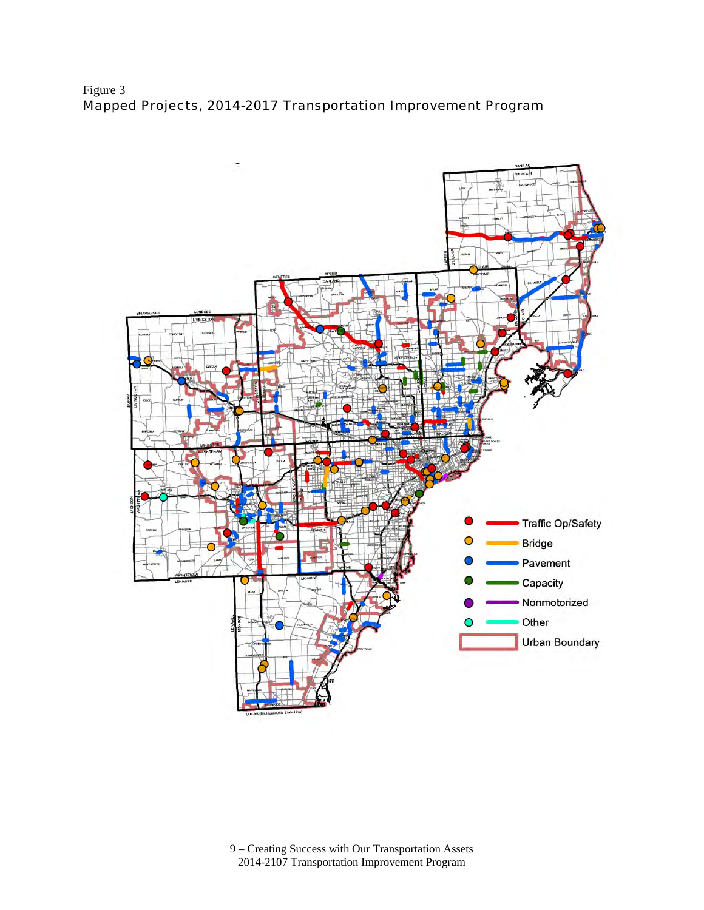Figure 3

Mapped Projects, 2014-2017 Transportation Improvement Program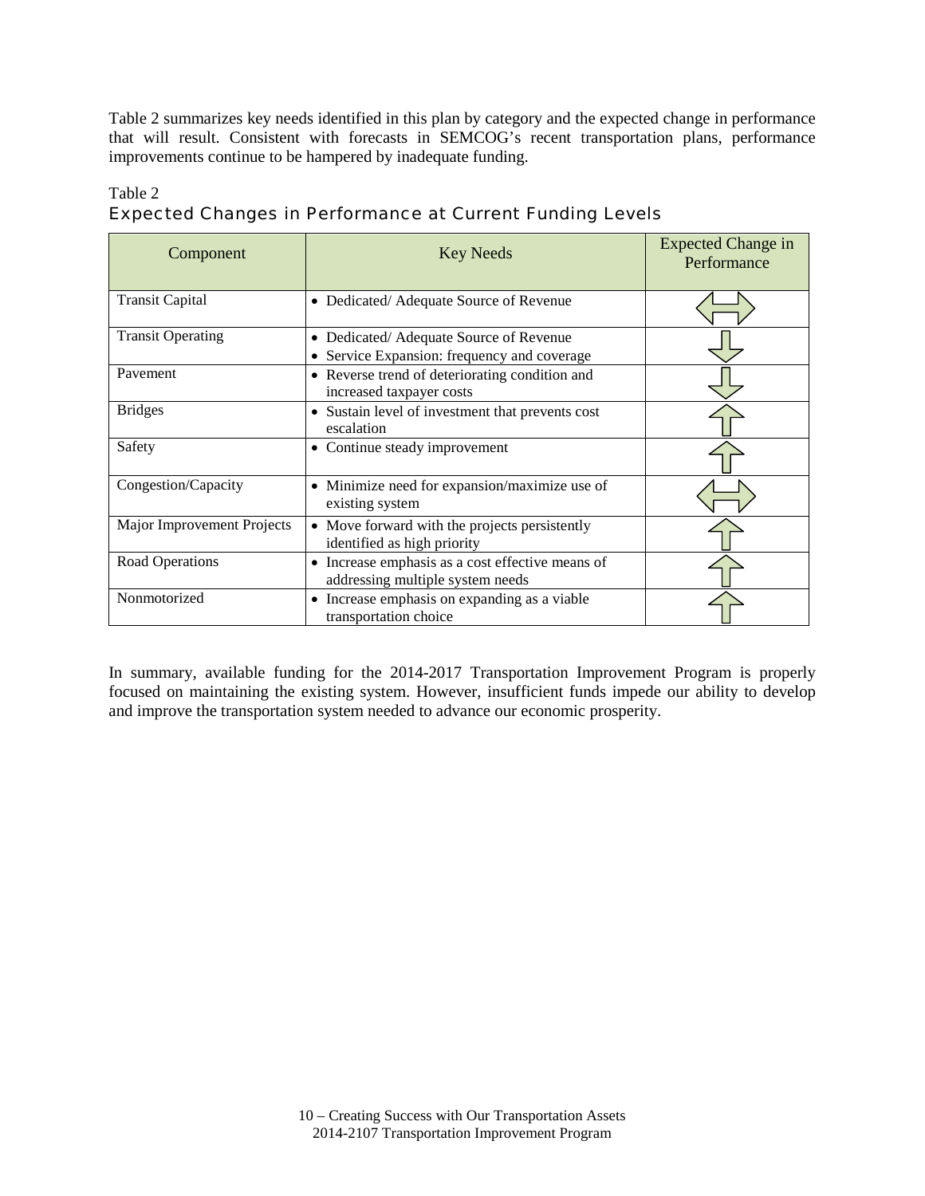Table 2 summarizes key needs identified in this plan by category and the expected change in performance that will result. Consistent with forecasts in SEMCOG's recent transportation plans, performance improvements continue to be hampered by inadequate funding.

Table 2

### Expected Changes in Performance at Current Funding Levels

| Component | Key Needs | Expected Change in Performance |
|---|---|---|
| Transit Capital | • Dedicated/ Adequate Source of Revenue | ↔ |
| Transit Operating | • Dedicated/ Adequate Source of Revenue<br>• Service Expansion: frequency and coverage | ↓ |
| Pavement | • Reverse trend of deteriorating condition and increased taxpayer costs | ↓ |
| Bridges | • Sustain level of investment that prevents cost escalation | ↑ |
| Safety | • Continue steady improvement | ↑ |
| Congestion/Capacity | • Minimize need for expansion/maximize use of existing system | ↔ |
| Major Improvement Projects | • Move forward with the projects persistently identified as high priority | ↑ |
| Road Operations | • Increase emphasis as a cost effective means of addressing multiple system needs | ↑ |
| Nonmotorized | • Increase emphasis on expanding as a viable transportation choice | ↑ |

In summary, available funding for the 2014-2017 Transportation Improvement Program is properly focused on maintaining the existing system. However, insufficient funds impede our ability to develop and improve the transportation system needed to advance our economic prosperity.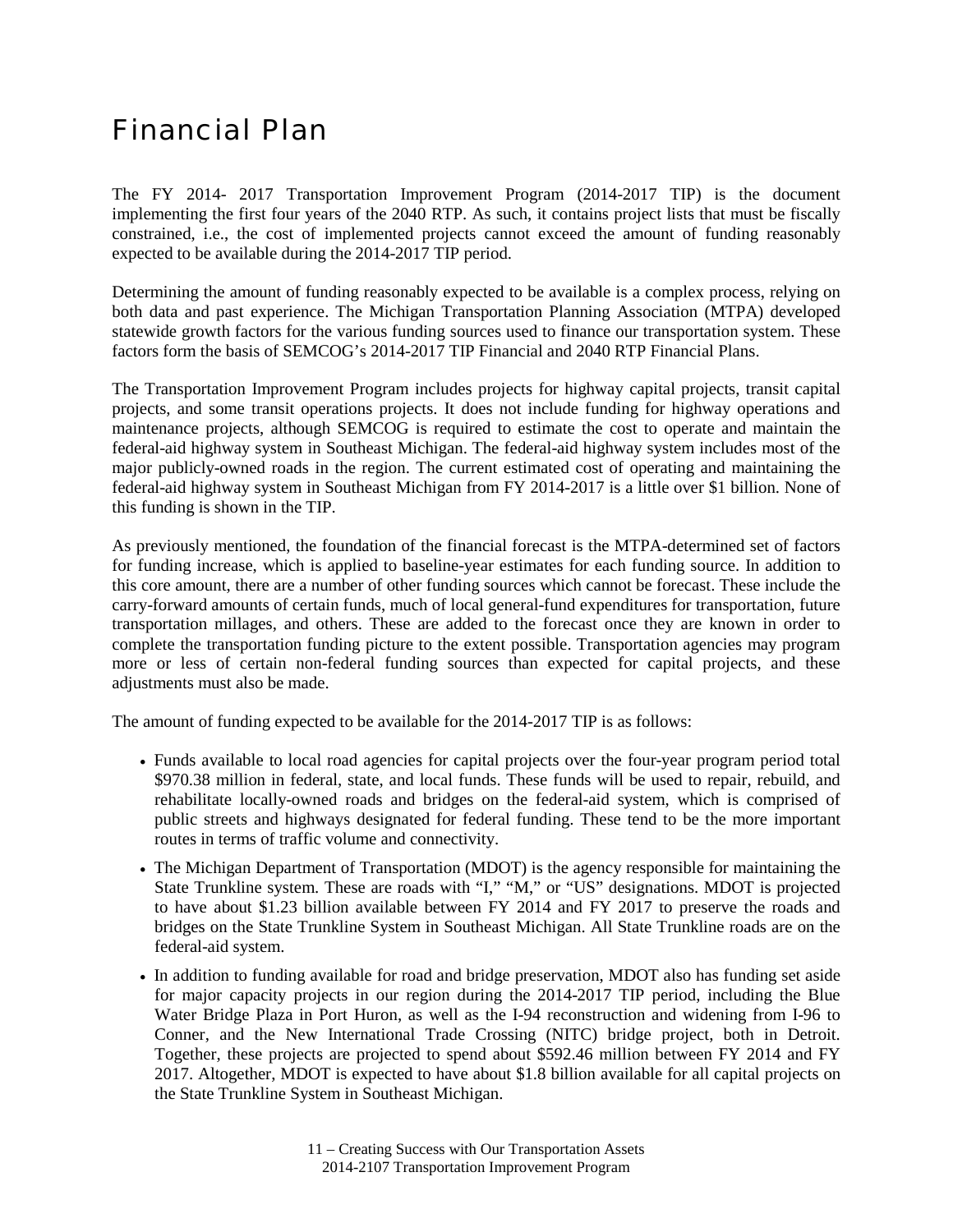# Financial Plan

The FY 2014- 2017 Transportation Improvement Program (2014-2017 TIP) is the document implementing the first four years of the 2040 RTP. As such, it contains project lists that must be fiscally constrained, i.e., the cost of implemented projects cannot exceed the amount of funding reasonably expected to be available during the 2014-2017 TIP period.

Determining the amount of funding reasonably expected to be available is a complex process, relying on both data and past experience. The Michigan Transportation Planning Association (MTPA) developed statewide growth factors for the various funding sources used to finance our transportation system. These factors form the basis of SEMCOG's 2014-2017 TIP Financial and 2040 RTP Financial Plans.

The Transportation Improvement Program includes projects for highway capital projects, transit capital projects, and some transit operations projects. It does not include funding for highway operations and maintenance projects, although SEMCOG is required to estimate the cost to operate and maintain the federal-aid highway system in Southeast Michigan. The federal-aid highway system includes most of the major publicly-owned roads in the region. The current estimated cost of operating and maintaining the federal-aid highway system in Southeast Michigan from FY 2014-2017 is a little over $1 billion. None of this funding is shown in the TIP.

As previously mentioned, the foundation of the financial forecast is the MTPA-determined set of factors for funding increase, which is applied to baseline-year estimates for each funding source. In addition to this core amount, there are a number of other funding sources which cannot be forecast. These include the carry-forward amounts of certain funds, much of local general-fund expenditures for transportation, future transportation millages, and others. These are added to the forecast once they are known in order to complete the transportation funding picture to the extent possible. Transportation agencies may program more or less of certain non-federal funding sources than expected for capital projects, and these adjustments must also be made.

The amount of funding expected to be available for the 2014-2017 TIP is as follows:

- Funds available to local road agencies for capital projects over the four-year program period total $970.38 million in federal, state, and local funds. These funds will be used to repair, rebuild, and rehabilitate locally-owned roads and bridges on the federal-aid system, which is comprised of public streets and highways designated for federal funding. These tend to be the more important routes in terms of traffic volume and connectivity.
- The Michigan Department of Transportation (MDOT) is the agency responsible for maintaining the State Trunkline system. These are roads with "I," "M," or "US" designations. MDOT is projected to have about $1.23 billion available between FY 2014 and FY 2017 to preserve the roads and bridges on the State Trunkline System in Southeast Michigan. All State Trunkline roads are on the federal-aid system.
- In addition to funding available for road and bridge preservation, MDOT also has funding set aside for major capacity projects in our region during the 2014-2017 TIP period, including the Blue Water Bridge Plaza in Port Huron, as well as the I-94 reconstruction and widening from I-96 to Conner, and the New International Trade Crossing (NITC) bridge project, both in Detroit. Together, these projects are projected to spend about $592.46 million between FY 2014 and FY 2017. Altogether, MDOT is expected to have about $1.8 billion available for all capital projects on the State Trunkline System in Southeast Michigan.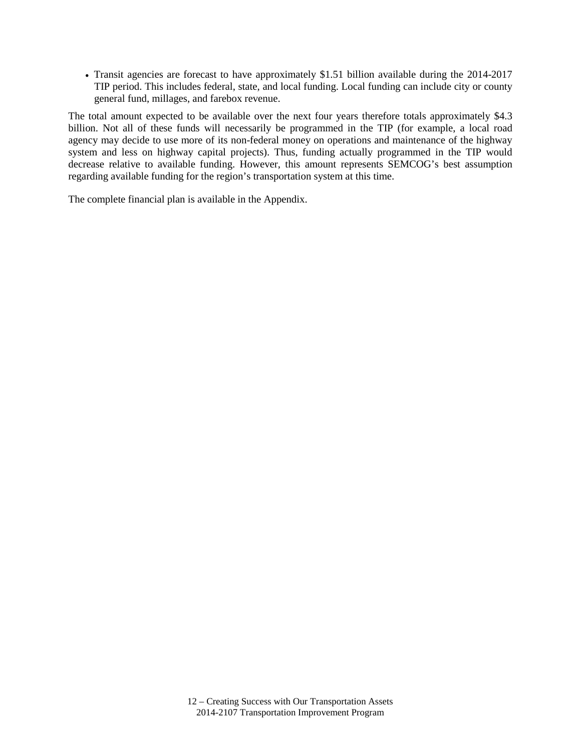- Transit agencies are forecast to have approximately $1.51 billion available during the 2014-2017 TIP period. This includes federal, state, and local funding. Local funding can include city or county general fund, millages, and farebox revenue.

The total amount expected to be available over the next four years therefore totals approximately $4.3 billion. Not all of these funds will necessarily be programmed in the TIP (for example, a local road agency may decide to use more of its non-federal money on operations and maintenance of the highway system and less on highway capital projects). Thus, funding actually programmed in the TIP would decrease relative to available funding. However, this amount represents SEMCOG's best assumption regarding available funding for the region's transportation system at this time.

The complete financial plan is available in the Appendix.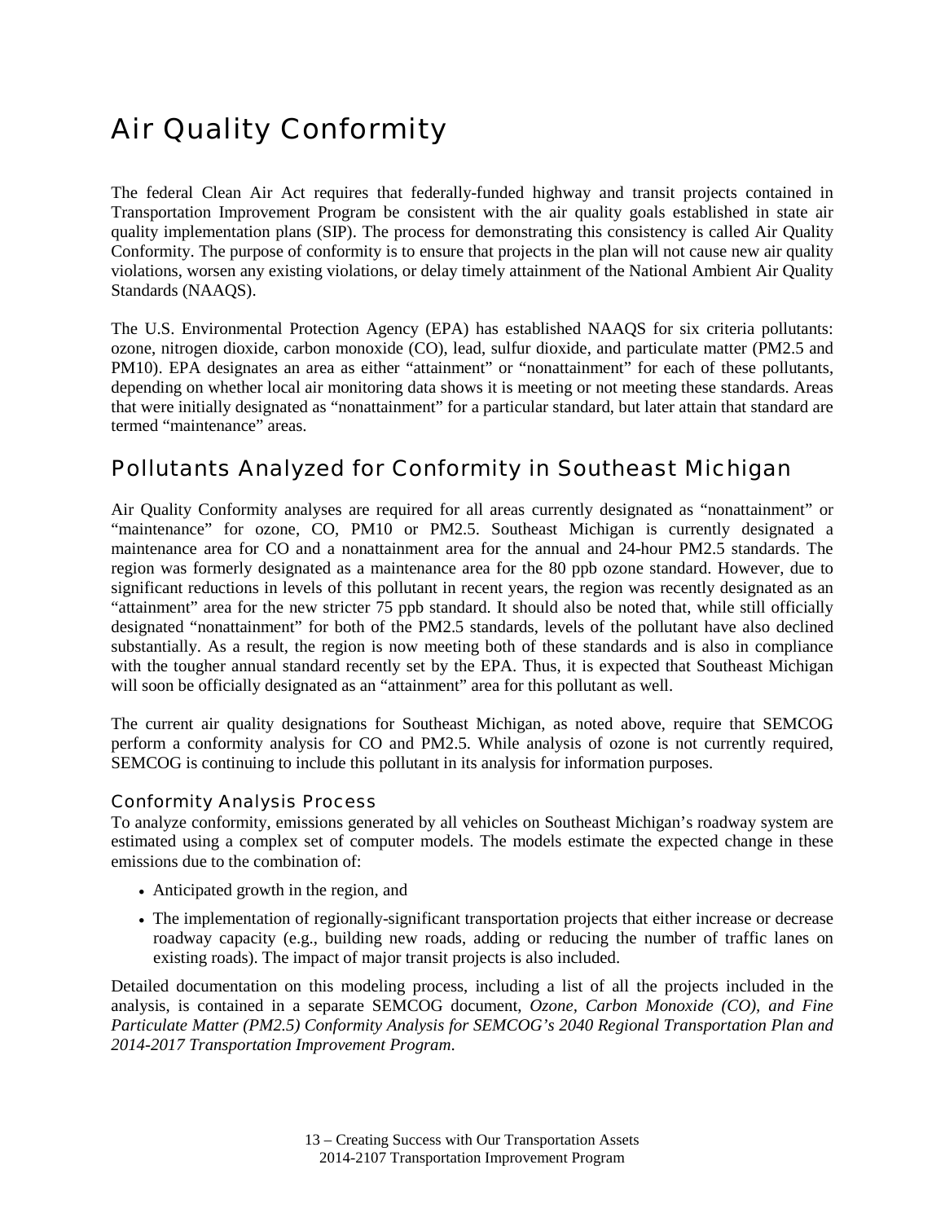# Air Quality Conformity

The federal Clean Air Act requires that federally-funded highway and transit projects contained in Transportation Improvement Program be consistent with the air quality goals established in state air quality implementation plans (SIP). The process for demonstrating this consistency is called Air Quality Conformity. The purpose of conformity is to ensure that projects in the plan will not cause new air quality violations, worsen any existing violations, or delay timely attainment of the National Ambient Air Quality Standards (NAAQS).

The U.S. Environmental Protection Agency (EPA) has established NAAQS for six criteria pollutants: ozone, nitrogen dioxide, carbon monoxide (CO), lead, sulfur dioxide, and particulate matter (PM2.5 and PM10). EPA designates an area as either "attainment" or "nonattainment" for each of these pollutants, depending on whether local air monitoring data shows it is meeting or not meeting these standards. Areas that were initially designated as "nonattainment" for a particular standard, but later attain that standard are termed "maintenance" areas.

## Pollutants Analyzed for Conformity in Southeast Michigan

Air Quality Conformity analyses are required for all areas currently designated as "nonattainment" or "maintenance" for ozone, CO, PM10 or PM2.5. Southeast Michigan is currently designated a maintenance area for CO and a nonattainment area for the annual and 24-hour PM2.5 standards. The region was formerly designated as a maintenance area for the 80 ppb ozone standard. However, due to significant reductions in levels of this pollutant in recent years, the region was recently designated as an "attainment" area for the new stricter 75 ppb standard. It should also be noted that, while still officially designated "nonattainment" for both of the PM2.5 standards, levels of the pollutant have also declined substantially. As a result, the region is now meeting both of these standards and is also in compliance with the tougher annual standard recently set by the EPA. Thus, it is expected that Southeast Michigan will soon be officially designated as an "attainment" area for this pollutant as well.

The current air quality designations for Southeast Michigan, as noted above, require that SEMCOG perform a conformity analysis for CO and PM2.5. While analysis of ozone is not currently required, SEMCOG is continuing to include this pollutant in its analysis for information purposes.

### Conformity Analysis Process

To analyze conformity, emissions generated by all vehicles on Southeast Michigan's roadway system are estimated using a complex set of computer models. The models estimate the expected change in these emissions due to the combination of:

- Anticipated growth in the region, and
- The implementation of regionally-significant transportation projects that either increase or decrease roadway capacity (e.g., building new roads, adding or reducing the number of traffic lanes on existing roads). The impact of major transit projects is also included.

Detailed documentation on this modeling process, including a list of all the projects included in the analysis, is contained in a separate SEMCOG document, *Ozone, Carbon Monoxide (CO), and Fine Particulate Matter (PM2.5) Conformity Analysis for SEMCOG's 2040 Regional Transportation Plan and 2014-2017 Transportation Improvement Program*.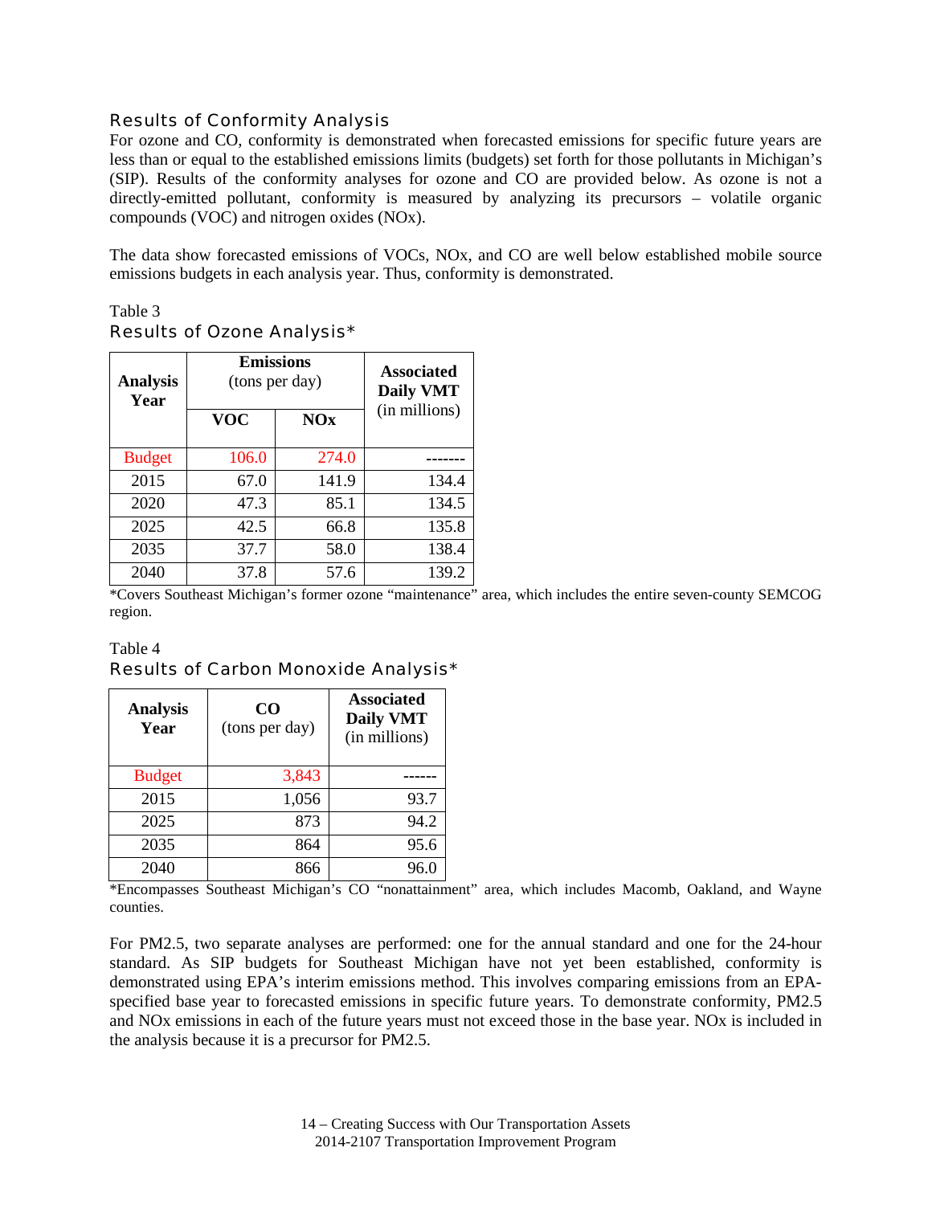### Results of Conformity Analysis

For ozone and CO, conformity is demonstrated when forecasted emissions for specific future years are less than or equal to the established emissions limits (budgets) set forth for those pollutants in Michigan's (SIP). Results of the conformity analyses for ozone and CO are provided below. As ozone is not a directly-emitted pollutant, conformity is measured by analyzing its precursors – volatile organic compounds (VOC) and nitrogen oxides (NOx).

The data show forecasted emissions of VOCs, NOx, and CO are well below established mobile source emissions budgets in each analysis year. Thus, conformity is demonstrated.

Table 3

### Results of Ozone Analysis*

| **Analysis Year** | **Emissions** (tons per day) | | **Associated Daily VMT** (in millions) |
|---|---|---|---|
| | **VOC** | **NOx** | |
| Budget | 106.0 | 274.0 | ------- |
| 2015 | 67.0 | 141.9 | 134.4 |
| 2020 | 47.3 | 85.1 | 134.5 |
| 2025 | 42.5 | 66.8 | 135.8 |
| 2035 | 37.7 | 58.0 | 138.4 |
| 2040 | 37.8 | 57.6 | 139.2 |

*Covers Southeast Michigan's former ozone "maintenance" area, which includes the entire seven-county SEMCOG region.

Table 4

### Results of Carbon Monoxide Analysis*

| **Analysis Year** | **CO** (tons per day) | **Associated Daily VMT** (in millions) |
|---|---|---|
| Budget | 3,843 | ------ |
| 2015 | 1,056 | 93.7 |
| 2025 | 873 | 94.2 |
| 2035 | 864 | 95.6 |
| 2040 | 866 | 96.0 |

*Encompasses Southeast Michigan's CO "nonattainment" area, which includes Macomb, Oakland, and Wayne counties.

For PM2.5, two separate analyses are performed: one for the annual standard and one for the 24-hour standard. As SIP budgets for Southeast Michigan have not yet been established, conformity is demonstrated using EPA's interim emissions method. This involves comparing emissions from an EPA-specified base year to forecasted emissions in specific future years. To demonstrate conformity, PM2.5 and NOx emissions in each of the future years must not exceed those in the base year. NOx is included in the analysis because it is a precursor for PM2.5.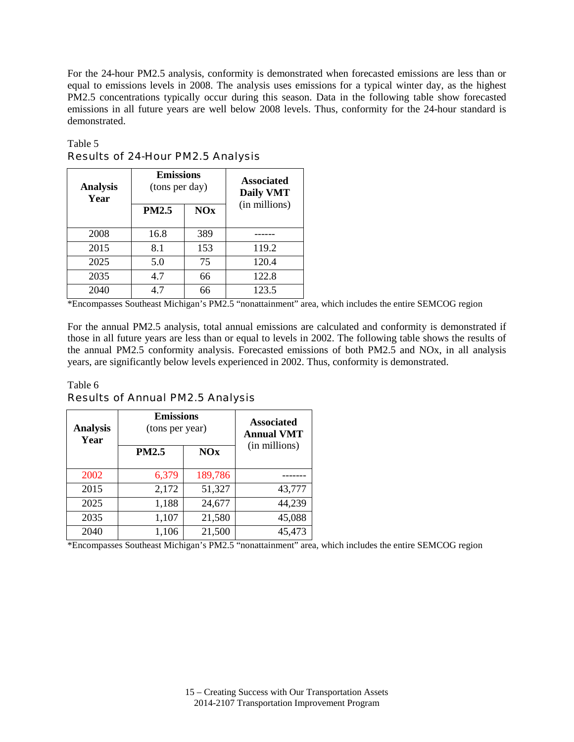For the 24-hour PM2.5 analysis, conformity is demonstrated when forecasted emissions are less than or equal to emissions levels in 2008. The analysis uses emissions for a typical winter day, as the highest PM2.5 concentrations typically occur during this season. Data in the following table show forecasted emissions in all future years are well below 2008 levels. Thus, conformity for the 24-hour standard is demonstrated.

Table 5

### Results of 24-Hour PM2.5 Analysis

| **Analysis Year** | **Emissions** (tons per day) | | **Associated Daily VMT** (in millions) |
|---|---|---|---|
| | **PM2.5** | **NOx** | |
| 2008 | 16.8 | 389 | ------ |
| 2015 | 8.1 | 153 | 119.2 |
| 2025 | 5.0 | 75 | 120.4 |
| 2035 | 4.7 | 66 | 122.8 |
| 2040 | 4.7 | 66 | 123.5 |

*Encompasses Southeast Michigan's PM2.5 "nonattainment" area, which includes the entire SEMCOG region

For the annual PM2.5 analysis, total annual emissions are calculated and conformity is demonstrated if those in all future years are less than or equal to levels in 2002. The following table shows the results of the annual PM2.5 conformity analysis. Forecasted emissions of both PM2.5 and NOx, in all analysis years, are significantly below levels experienced in 2002. Thus, conformity is demonstrated.

Table 6

### Results of Annual PM2.5 Analysis

| **Analysis Year** | **Emissions** (tons per year) | | **Associated Annual VMT** (in millions) |
|---|---|---|---|
| | **PM2.5** | **NOx** | |
| 2002 | 6,379 | 189,786 | ------- |
| 2015 | 2,172 | 51,327 | 43,777 |
| 2025 | 1,188 | 24,677 | 44,239 |
| 2035 | 1,107 | 21,580 | 45,088 |
| 2040 | 1,106 | 21,500 | 45,473 |

*Encompasses Southeast Michigan's PM2.5 "nonattainment" area, which includes the entire SEMCOG region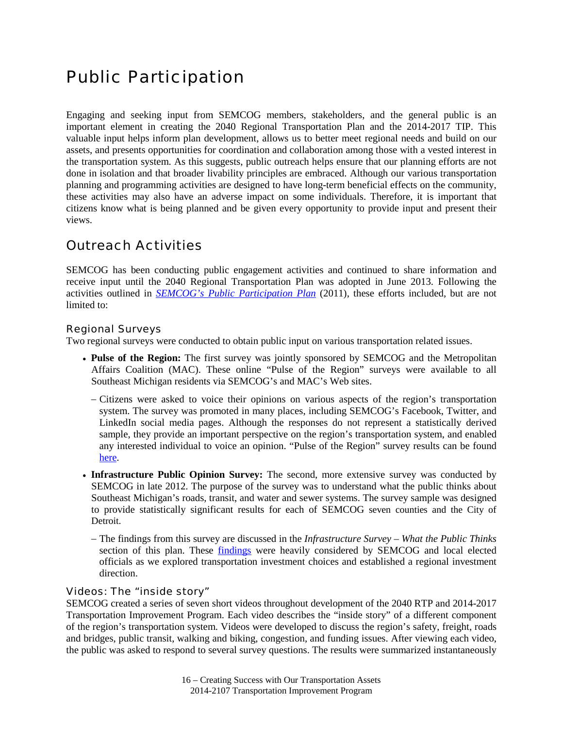# Public Participation

Engaging and seeking input from SEMCOG members, stakeholders, and the general public is an important element in creating the 2040 Regional Transportation Plan and the 2014-2017 TIP. This valuable input helps inform plan development, allows us to better meet regional needs and build on our assets, and presents opportunities for coordination and collaboration among those with a vested interest in the transportation system. As this suggests, public outreach helps ensure that our planning efforts are not done in isolation and that broader livability principles are embraced. Although our various transportation planning and programming activities are designed to have long-term beneficial effects on the community, these activities may also have an adverse impact on some individuals. Therefore, it is important that citizens know what is being planned and be given every opportunity to provide input and present their views.

## Outreach Activities

SEMCOG has been conducting public engagement activities and continued to share information and receive input until the 2040 Regional Transportation Plan was adopted in June 2013. Following the activities outlined in *SEMCOG's Public Participation Plan* (2011), these efforts included, but are not limited to:

### Regional Surveys

Two regional surveys were conducted to obtain public input on various transportation related issues.

- **Pulse of the Region:** The first survey was jointly sponsored by SEMCOG and the Metropolitan Affairs Coalition (MAC). These online "Pulse of the Region" surveys were available to all Southeast Michigan residents via SEMCOG's and MAC's Web sites.
  - Citizens were asked to voice their opinions on various aspects of the region's transportation system. The survey was promoted in many places, including SEMCOG's Facebook, Twitter, and LinkedIn social media pages. Although the responses do not represent a statistically derived sample, they provide an important perspective on the region's transportation system, and enabled any interested individual to voice an opinion. "Pulse of the Region" survey results can be found here.
- **Infrastructure Public Opinion Survey:** The second, more extensive survey was conducted by SEMCOG in late 2012. The purpose of the survey was to understand what the public thinks about Southeast Michigan's roads, transit, and water and sewer systems. The survey sample was designed to provide statistically significant results for each of SEMCOG seven counties and the City of Detroit.
  - The findings from this survey are discussed in the *Infrastructure Survey – What the Public Thinks* section of this plan. These findings were heavily considered by SEMCOG and local elected officials as we explored transportation investment choices and established a regional investment direction.

### Videos: The "inside story"

SEMCOG created a series of seven short videos throughout development of the 2040 RTP and 2014-2017 Transportation Improvement Program. Each video describes the "inside story" of a different component of the region's transportation system. Videos were developed to discuss the region's safety, freight, roads and bridges, public transit, walking and biking, congestion, and funding issues. After viewing each video, the public was asked to respond to several survey questions. The results were summarized instantaneously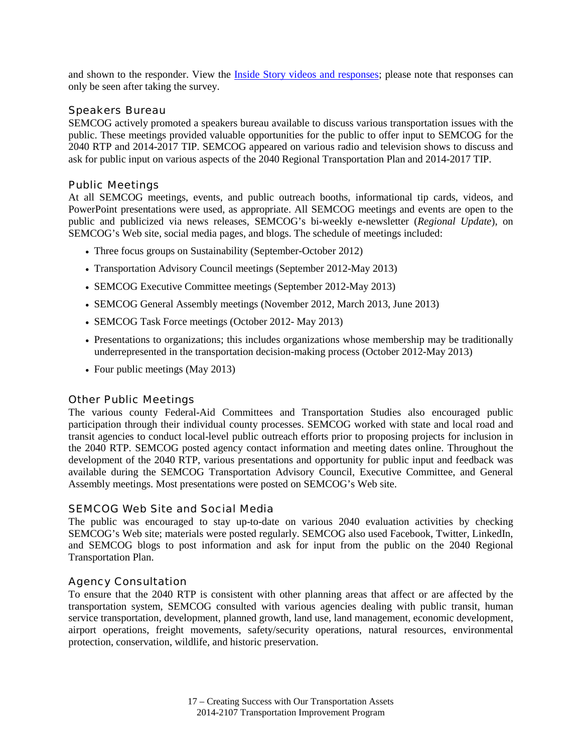and shown to the responder. View the [Inside Story videos and responses]; please note that responses can only be seen after taking the survey.

### Speakers Bureau

SEMCOG actively promoted a speakers bureau available to discuss various transportation issues with the public. These meetings provided valuable opportunities for the public to offer input to SEMCOG for the 2040 RTP and 2014-2017 TIP. SEMCOG appeared on various radio and television shows to discuss and ask for public input on various aspects of the 2040 Regional Transportation Plan and 2014-2017 TIP.

### Public Meetings

At all SEMCOG meetings, events, and public outreach booths, informational tip cards, videos, and PowerPoint presentations were used, as appropriate. All SEMCOG meetings and events are open to the public and publicized via news releases, SEMCOG's bi-weekly e-newsletter (*Regional Update*), on SEMCOG's Web site, social media pages, and blogs. The schedule of meetings included:

- Three focus groups on Sustainability (September-October 2012)
- Transportation Advisory Council meetings (September 2012-May 2013)
- SEMCOG Executive Committee meetings (September 2012-May 2013)
- SEMCOG General Assembly meetings (November 2012, March 2013, June 2013)
- SEMCOG Task Force meetings (October 2012- May 2013)
- Presentations to organizations; this includes organizations whose membership may be traditionally underrepresented in the transportation decision-making process (October 2012-May 2013)
- Four public meetings (May 2013)

### Other Public Meetings

The various county Federal-Aid Committees and Transportation Studies also encouraged public participation through their individual county processes. SEMCOG worked with state and local road and transit agencies to conduct local-level public outreach efforts prior to proposing projects for inclusion in the 2040 RTP. SEMCOG posted agency contact information and meeting dates online. Throughout the development of the 2040 RTP, various presentations and opportunity for public input and feedback was available during the SEMCOG Transportation Advisory Council, Executive Committee, and General Assembly meetings. Most presentations were posted on SEMCOG's Web site.

### SEMCOG Web Site and Social Media

The public was encouraged to stay up-to-date on various 2040 evaluation activities by checking SEMCOG's Web site; materials were posted regularly. SEMCOG also used Facebook, Twitter, LinkedIn, and SEMCOG blogs to post information and ask for input from the public on the 2040 Regional Transportation Plan.

### Agency Consultation

To ensure that the 2040 RTP is consistent with other planning areas that affect or are affected by the transportation system, SEMCOG consulted with various agencies dealing with public transit, human service transportation, development, planned growth, land use, land management, economic development, airport operations, freight movements, safety/security operations, natural resources, environmental protection, conservation, wildlife, and historic preservation.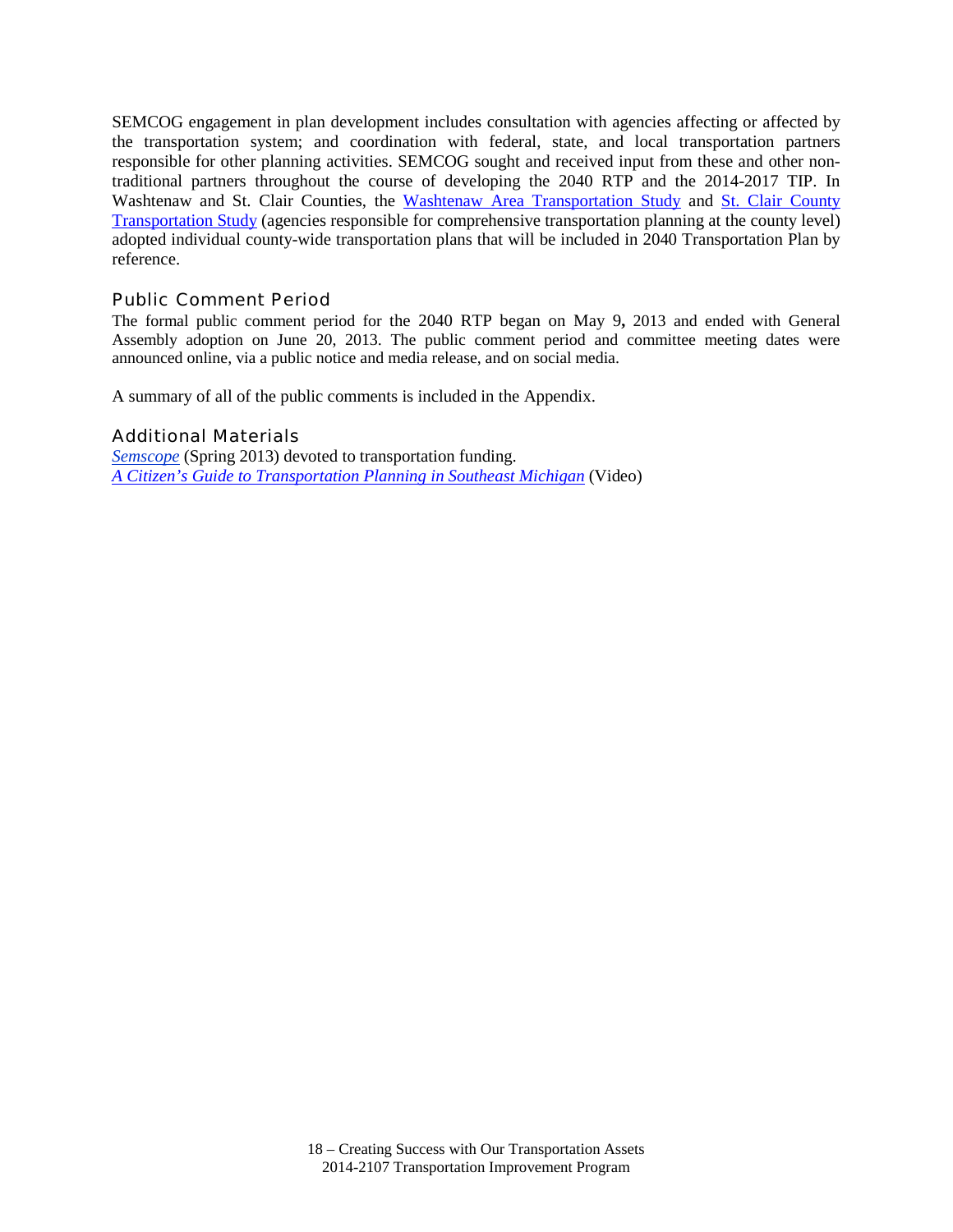SEMCOG engagement in plan development includes consultation with agencies affecting or affected by the transportation system; and coordination with federal, state, and local transportation partners responsible for other planning activities. SEMCOG sought and received input from these and other non-traditional partners throughout the course of developing the 2040 RTP and the 2014-2017 TIP. In Washtenaw and St. Clair Counties, the Washtenaw Area Transportation Study and St. Clair County Transportation Study (agencies responsible for comprehensive transportation planning at the county level) adopted individual county-wide transportation plans that will be included in 2040 Transportation Plan by reference.

### Public Comment Period

The formal public comment period for the 2040 RTP began on May 9**,** 2013 and ended with General Assembly adoption on June 20, 2013. The public comment period and committee meeting dates were announced online, via a public notice and media release, and on social media.

A summary of all of the public comments is included in the Appendix.

### Additional Materials

*Semscope* (Spring 2013) devoted to transportation funding.
*A Citizen's Guide to Transportation Planning in Southeast Michigan* (Video)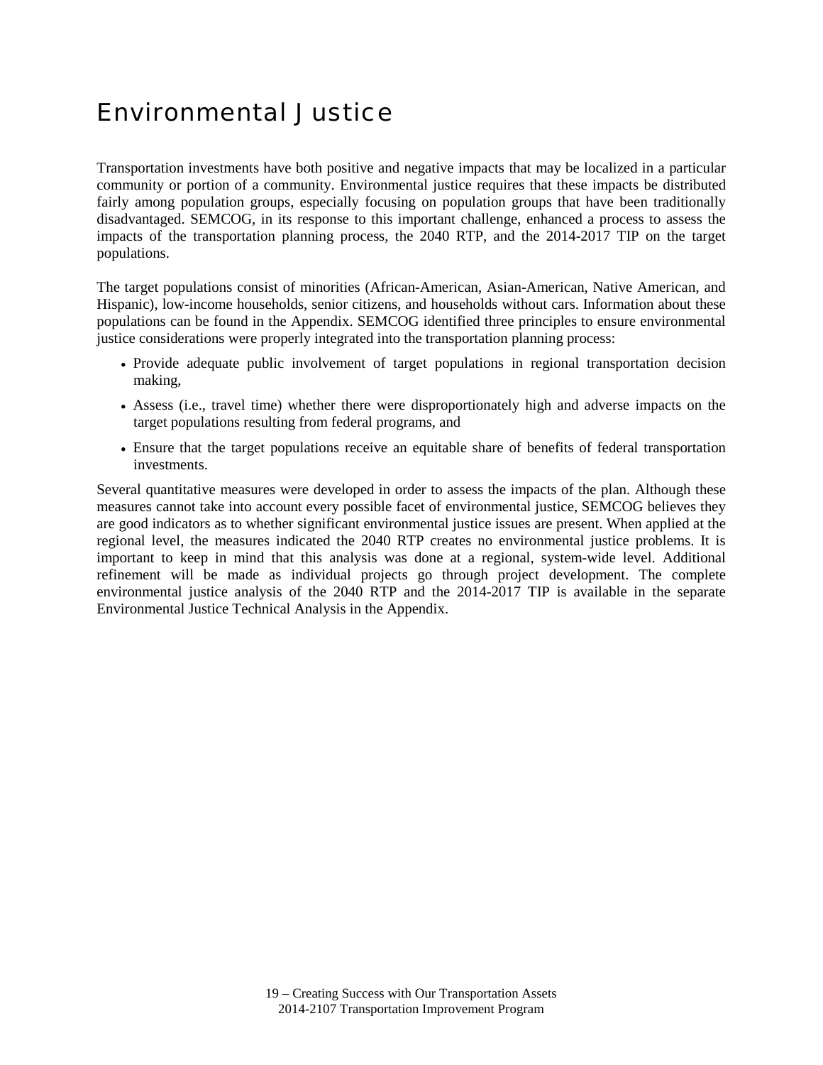# Environmental Justice

Transportation investments have both positive and negative impacts that may be localized in a particular community or portion of a community. Environmental justice requires that these impacts be distributed fairly among population groups, especially focusing on population groups that have been traditionally disadvantaged. SEMCOG, in its response to this important challenge, enhanced a process to assess the impacts of the transportation planning process, the 2040 RTP, and the 2014-2017 TIP on the target populations.

The target populations consist of minorities (African-American, Asian-American, Native American, and Hispanic), low-income households, senior citizens, and households without cars. Information about these populations can be found in the Appendix. SEMCOG identified three principles to ensure environmental justice considerations were properly integrated into the transportation planning process:

- Provide adequate public involvement of target populations in regional transportation decision making,
- Assess (i.e., travel time) whether there were disproportionately high and adverse impacts on the target populations resulting from federal programs, and
- Ensure that the target populations receive an equitable share of benefits of federal transportation investments.

Several quantitative measures were developed in order to assess the impacts of the plan. Although these measures cannot take into account every possible facet of environmental justice, SEMCOG believes they are good indicators as to whether significant environmental justice issues are present. When applied at the regional level, the measures indicated the 2040 RTP creates no environmental justice problems. It is important to keep in mind that this analysis was done at a regional, system-wide level. Additional refinement will be made as individual projects go through project development. The complete environmental justice analysis of the 2040 RTP and the 2014-2017 TIP is available in the separate Environmental Justice Technical Analysis in the Appendix.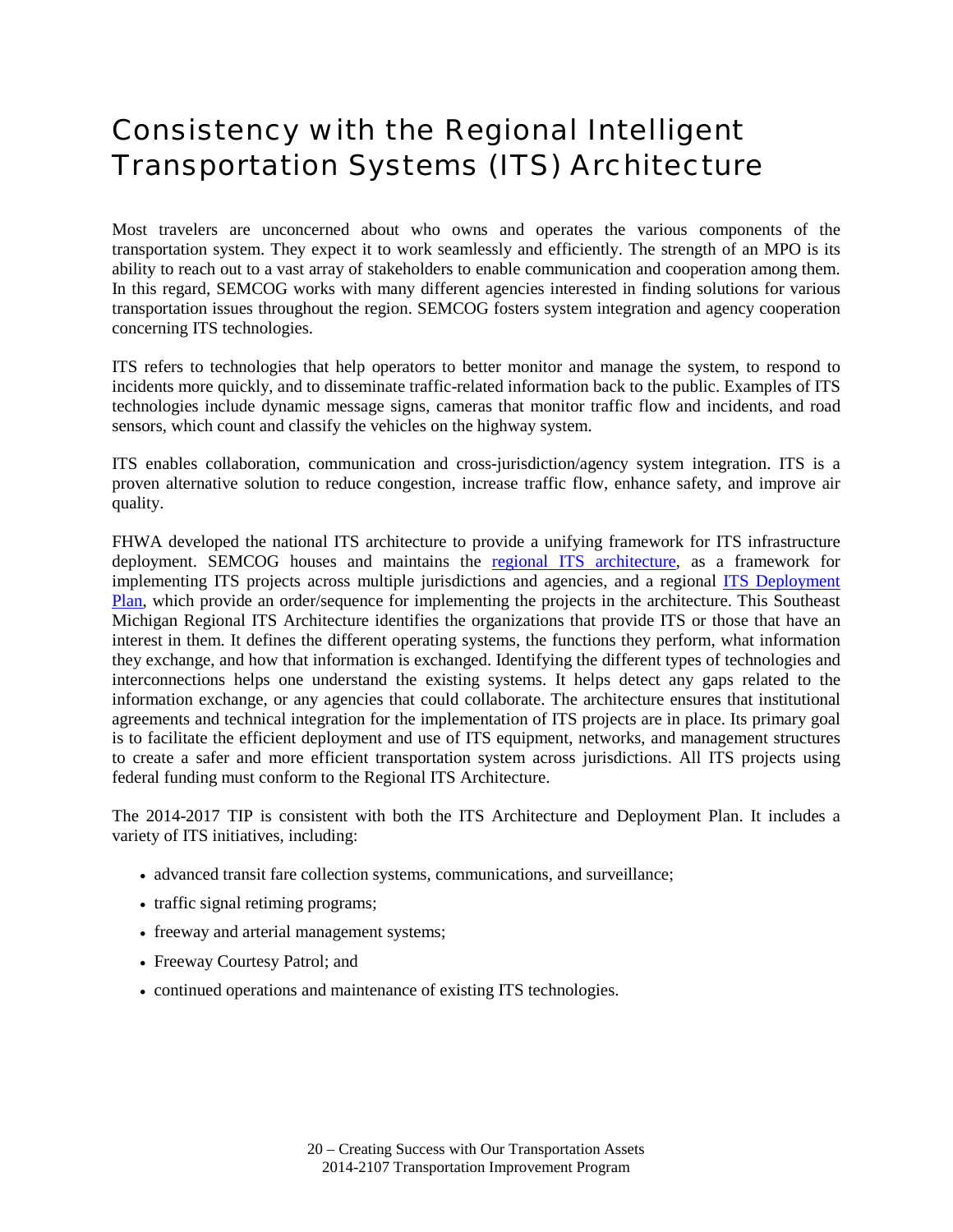# Consistency with the Regional Intelligent Transportation Systems (ITS) Architecture

Most travelers are unconcerned about who owns and operates the various components of the transportation system. They expect it to work seamlessly and efficiently. The strength of an MPO is its ability to reach out to a vast array of stakeholders to enable communication and cooperation among them. In this regard, SEMCOG works with many different agencies interested in finding solutions for various transportation issues throughout the region. SEMCOG fosters system integration and agency cooperation concerning ITS technologies.

ITS refers to technologies that help operators to better monitor and manage the system, to respond to incidents more quickly, and to disseminate traffic-related information back to the public. Examples of ITS technologies include dynamic message signs, cameras that monitor traffic flow and incidents, and road sensors, which count and classify the vehicles on the highway system.

ITS enables collaboration, communication and cross-jurisdiction/agency system integration. ITS is a proven alternative solution to reduce congestion, increase traffic flow, enhance safety, and improve air quality.

FHWA developed the national ITS architecture to provide a unifying framework for ITS infrastructure deployment. SEMCOG houses and maintains the regional ITS architecture, as a framework for implementing ITS projects across multiple jurisdictions and agencies, and a regional ITS Deployment Plan, which provide an order/sequence for implementing the projects in the architecture. This Southeast Michigan Regional ITS Architecture identifies the organizations that provide ITS or those that have an interest in them. It defines the different operating systems, the functions they perform, what information they exchange, and how that information is exchanged. Identifying the different types of technologies and interconnections helps one understand the existing systems. It helps detect any gaps related to the information exchange, or any agencies that could collaborate. The architecture ensures that institutional agreements and technical integration for the implementation of ITS projects are in place. Its primary goal is to facilitate the efficient deployment and use of ITS equipment, networks, and management structures to create a safer and more efficient transportation system across jurisdictions. All ITS projects using federal funding must conform to the Regional ITS Architecture.

The 2014-2017 TIP is consistent with both the ITS Architecture and Deployment Plan. It includes a variety of ITS initiatives, including:

- advanced transit fare collection systems, communications, and surveillance;
- traffic signal retiming programs;
- freeway and arterial management systems;
- Freeway Courtesy Patrol; and
- continued operations and maintenance of existing ITS technologies.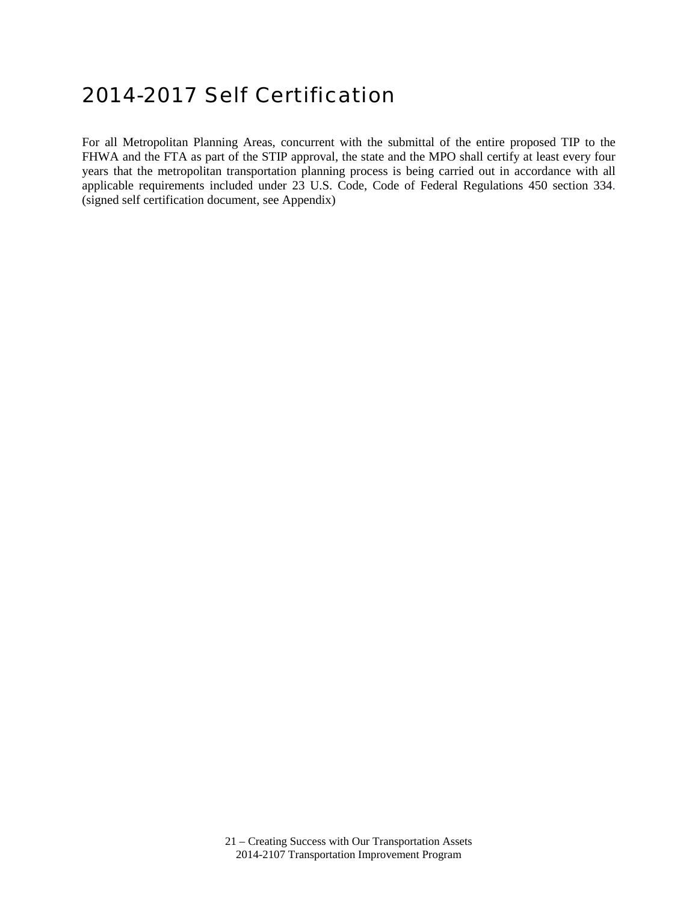# 2014-2017 Self Certification

For all Metropolitan Planning Areas, concurrent with the submittal of the entire proposed TIP to the FHWA and the FTA as part of the STIP approval, the state and the MPO shall certify at least every four years that the metropolitan transportation planning process is being carried out in accordance with all applicable requirements included under 23 U.S. Code, Code of Federal Regulations 450 section 334. (signed self certification document, see Appendix)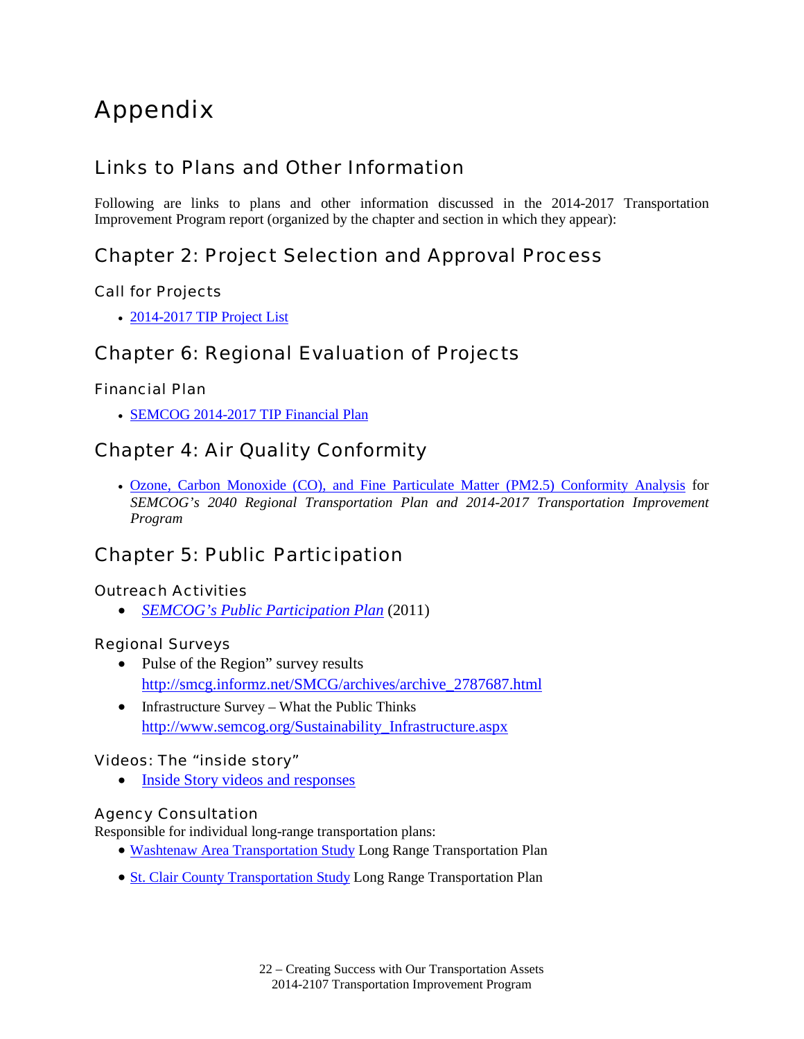# Appendix

## Links to Plans and Other Information

Following are links to plans and other information discussed in the 2014-2017 Transportation Improvement Program report (organized by the chapter and section in which they appear):

## Chapter 2: Project Selection and Approval Process

### Call for Projects

- 2014-2017 TIP Project List

## Chapter 6: Regional Evaluation of Projects

### Financial Plan

- SEMCOG 2014-2017 TIP Financial Plan

## Chapter 4: Air Quality Conformity

- Ozone, Carbon Monoxide (CO), and Fine Particulate Matter (PM2.5) Conformity Analysis for *SEMCOG's 2040 Regional Transportation Plan and 2014-2017 Transportation Improvement Program*

## Chapter 5: Public Participation

### Outreach Activities

- *SEMCOG's Public Participation Plan* (2011)

### Regional Surveys

- Pulse of the Region" survey results
  http://smcg.informz.net/SMCG/archives/archive_2787687.html
- Infrastructure Survey – What the Public Thinks
  http://www.semcog.org/Sustainability_Infrastructure.aspx

### Videos: The "inside story"

- Inside Story videos and responses

### Agency Consultation

Responsible for individual long-range transportation plans:

- Washtenaw Area Transportation Study Long Range Transportation Plan
- St. Clair County Transportation Study Long Range Transportation Plan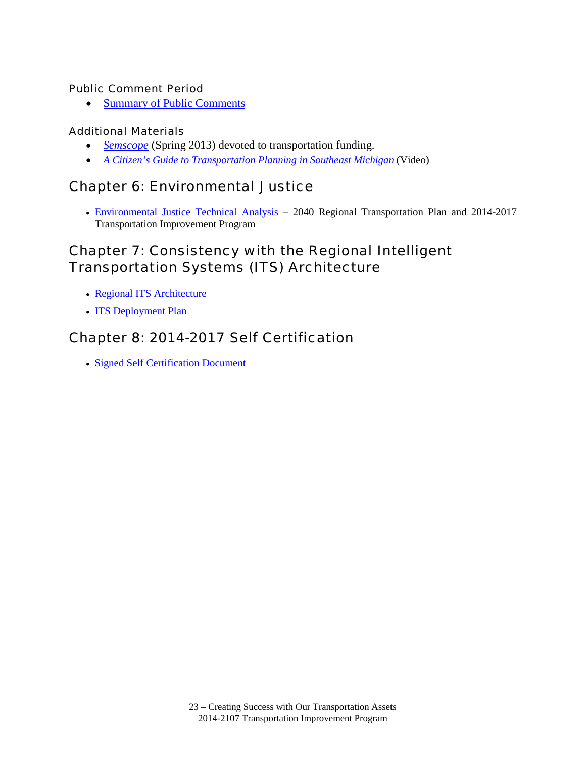### Public Comment Period

- Summary of Public Comments

### Additional Materials

- *Semscope* (Spring 2013) devoted to transportation funding.
- *A Citizen's Guide to Transportation Planning in Southeast Michigan* (Video)

## Chapter 6: Environmental Justice

- Environmental Justice Technical Analysis – 2040 Regional Transportation Plan and 2014-2017 Transportation Improvement Program

## Chapter 7: Consistency with the Regional Intelligent Transportation Systems (ITS) Architecture

- Regional ITS Architecture
- ITS Deployment Plan

## Chapter 8: 2014-2017 Self Certification

- Signed Self Certification Document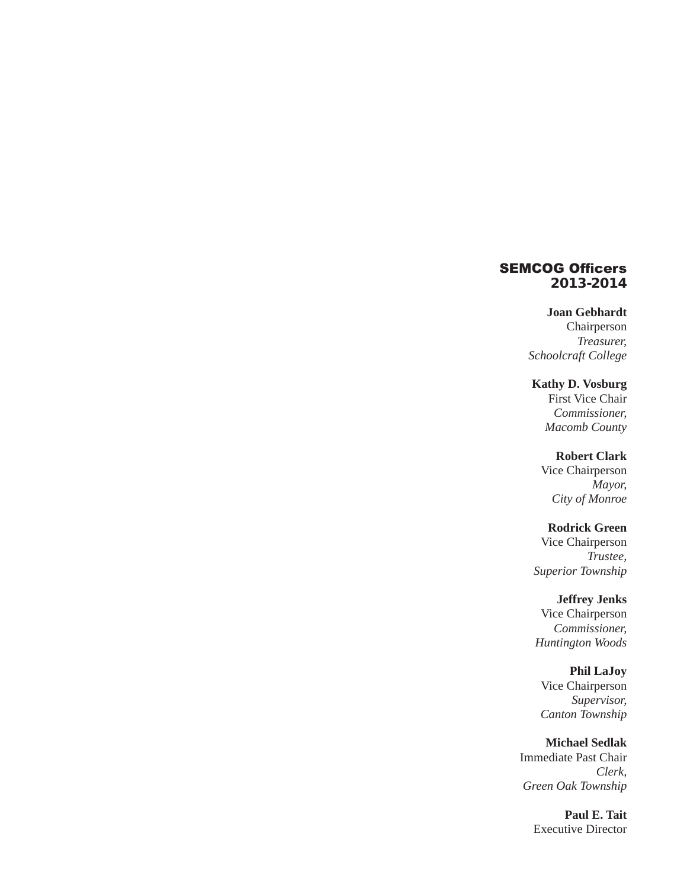## SEMCOG Officers
## 2013-2014

**Joan Gebhardt**
Chairperson
*Treasurer,*
*Schoolcraft College*

**Kathy D. Vosburg**
First Vice Chair
*Commissioner,*
*Macomb County*

**Robert Clark**
Vice Chairperson
*Mayor,*
*City of Monroe*

**Rodrick Green**
Vice Chairperson
*Trustee,*
*Superior Township*

**Jeffrey Jenks**
Vice Chairperson
*Commissioner,*
*Huntington Woods*

**Phil LaJoy**
Vice Chairperson
*Supervisor,*
*Canton Township*

**Michael Sedlak**
Immediate Past Chair
*Clerk,*
*Green Oak Township*

**Paul E. Tait**
Executive Director